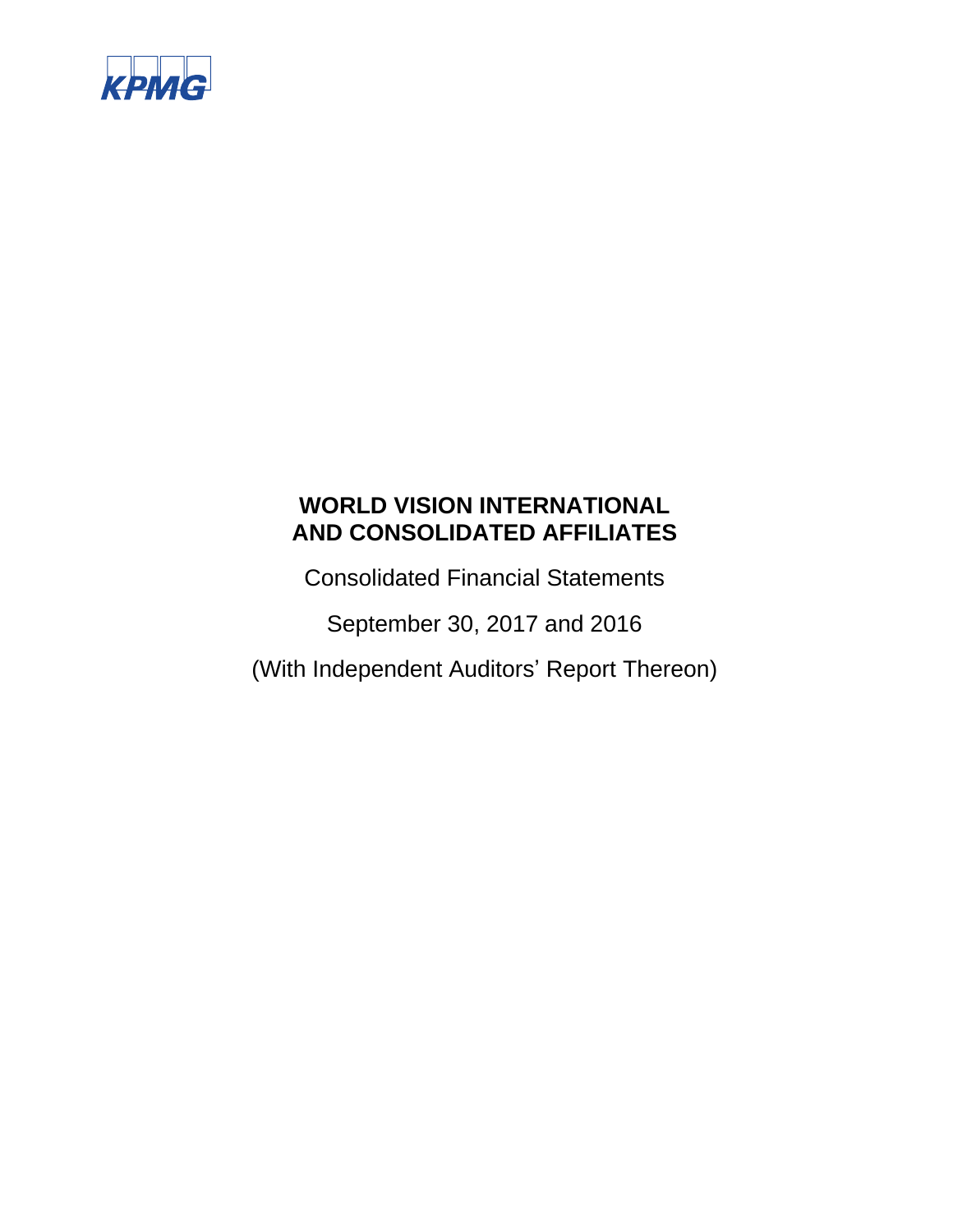KPMG

# WORLD VISION INTERNATIONAL
# AND CONSOLIDATED AFFILIATES

Consolidated Financial Statements

September 30, 2017 and 2016

(With Independent Auditors' Report Thereon)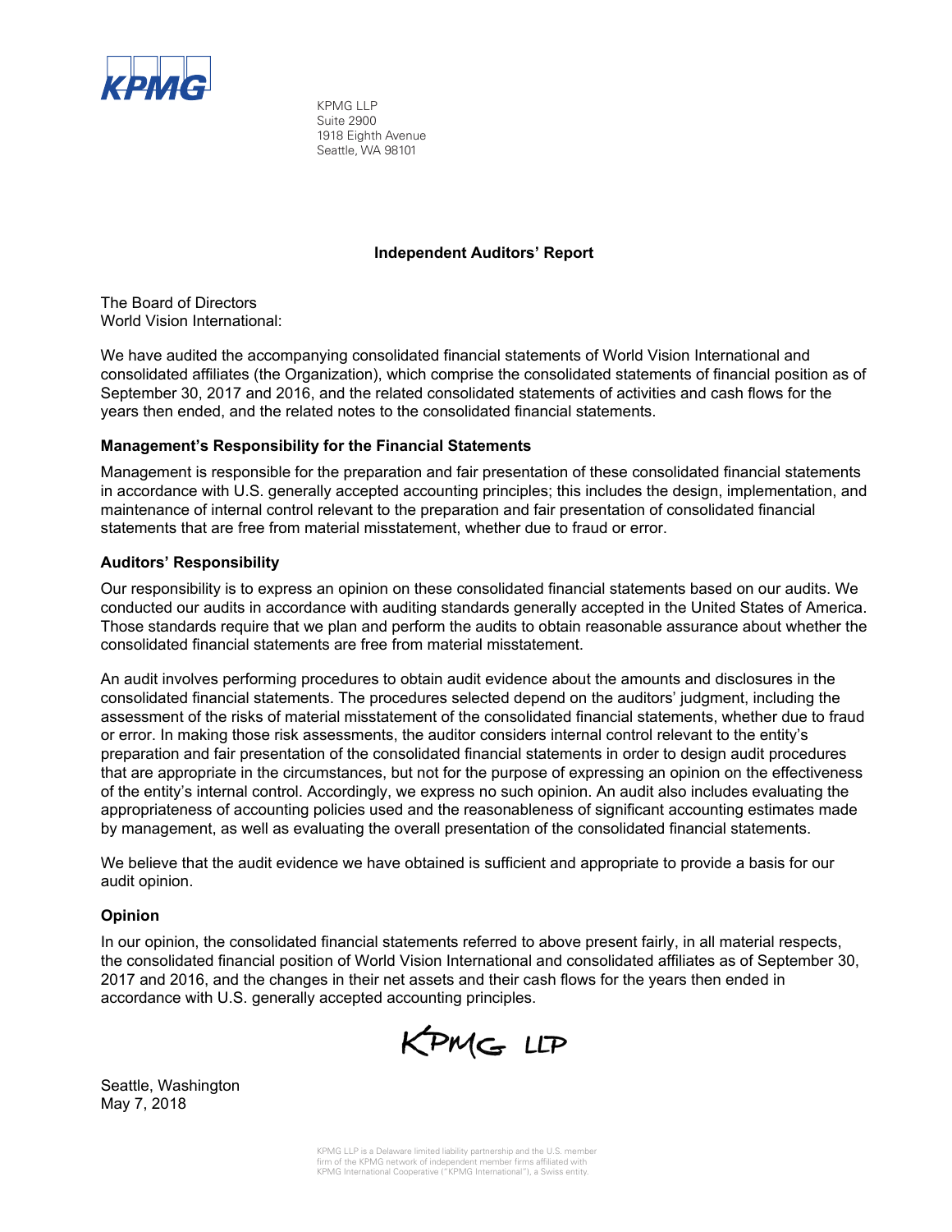KPMG

KPMG LLP
Suite 2900
1918 Eighth Avenue
Seattle, WA 98101

## Independent Auditors' Report

The Board of Directors
World Vision International:

We have audited the accompanying consolidated financial statements of World Vision International and consolidated affiliates (the Organization), which comprise the consolidated statements of financial position as of September 30, 2017 and 2016, and the related consolidated statements of activities and cash flows for the years then ended, and the related notes to the consolidated financial statements.

### Management's Responsibility for the Financial Statements

Management is responsible for the preparation and fair presentation of these consolidated financial statements in accordance with U.S. generally accepted accounting principles; this includes the design, implementation, and maintenance of internal control relevant to the preparation and fair presentation of consolidated financial statements that are free from material misstatement, whether due to fraud or error.

### Auditors' Responsibility

Our responsibility is to express an opinion on these consolidated financial statements based on our audits. We conducted our audits in accordance with auditing standards generally accepted in the United States of America. Those standards require that we plan and perform the audits to obtain reasonable assurance about whether the consolidated financial statements are free from material misstatement.

An audit involves performing procedures to obtain audit evidence about the amounts and disclosures in the consolidated financial statements. The procedures selected depend on the auditors' judgment, including the assessment of the risks of material misstatement of the consolidated financial statements, whether due to fraud or error. In making those risk assessments, the auditor considers internal control relevant to the entity's preparation and fair presentation of the consolidated financial statements in order to design audit procedures that are appropriate in the circumstances, but not for the purpose of expressing an opinion on the effectiveness of the entity's internal control. Accordingly, we express no such opinion. An audit also includes evaluating the appropriateness of accounting policies used and the reasonableness of significant accounting estimates made by management, as well as evaluating the overall presentation of the consolidated financial statements.

We believe that the audit evidence we have obtained is sufficient and appropriate to provide a basis for our audit opinion.

### Opinion

In our opinion, the consolidated financial statements referred to above present fairly, in all material respects, the consolidated financial position of World Vision International and consolidated affiliates as of September 30, 2017 and 2016, and the changes in their net assets and their cash flows for the years then ended in accordance with U.S. generally accepted accounting principles.

KPMG LLP

Seattle, Washington
May 7, 2018

KPMG LLP is a Delaware limited liability partnership and the U.S. member firm of the KPMG network of independent member firms affiliated with KPMG International Cooperative ("KPMG International"), a Swiss entity.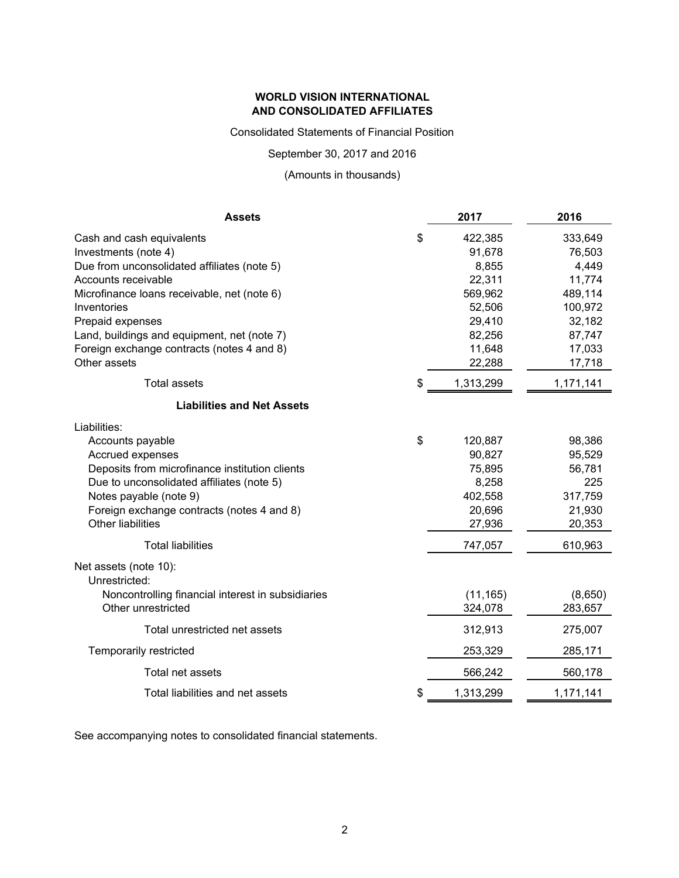**WORLD VISION INTERNATIONAL**
**AND CONSOLIDATED AFFILIATES**

Consolidated Statements of Financial Position

September 30, 2017 and 2016

(Amounts in thousands)

| **Assets** | | **2017** | **2016** |
|---|---|---|---|
| Cash and cash equivalents | $ | 422,385 | 333,649 |
| Investments (note 4) | | 91,678 | 76,503 |
| Due from unconsolidated affiliates (note 5) | | 8,855 | 4,449 |
| Accounts receivable | | 22,311 | 11,774 |
| Microfinance loans receivable, net (note 6) | | 569,962 | 489,114 |
| Inventories | | 52,506 | 100,972 |
| Prepaid expenses | | 29,410 | 32,182 |
| Land, buildings and equipment, net (note 7) | | 82,256 | 87,747 |
| Foreign exchange contracts (notes 4 and 8) | | 11,648 | 17,033 |
| Other assets | | 22,288 | 17,718 |
| Total assets | $ | 1,313,299 | 1,171,141 |
| **Liabilities and Net Assets** | | | |
| Liabilities: | | | |
| Accounts payable | $ | 120,887 | 98,386 |
| Accrued expenses | | 90,827 | 95,529 |
| Deposits from microfinance institution clients | | 75,895 | 56,781 |
| Due to unconsolidated affiliates (note 5) | | 8,258 | 225 |
| Notes payable (note 9) | | 402,558 | 317,759 |
| Foreign exchange contracts (notes 4 and 8) | | 20,696 | 21,930 |
| Other liabilities | | 27,936 | 20,353 |
| Total liabilities | | 747,057 | 610,963 |
| Net assets (note 10): | | | |
| Unrestricted: | | | |
| Noncontrolling financial interest in subsidiaries | | (11,165) | (8,650) |
| Other unrestricted | | 324,078 | 283,657 |
| Total unrestricted net assets | | 312,913 | 275,007 |
| Temporarily restricted | | 253,329 | 285,171 |
| Total net assets | | 566,242 | 560,178 |
| Total liabilities and net assets | $ | 1,313,299 | 1,171,141 |

See accompanying notes to consolidated financial statements.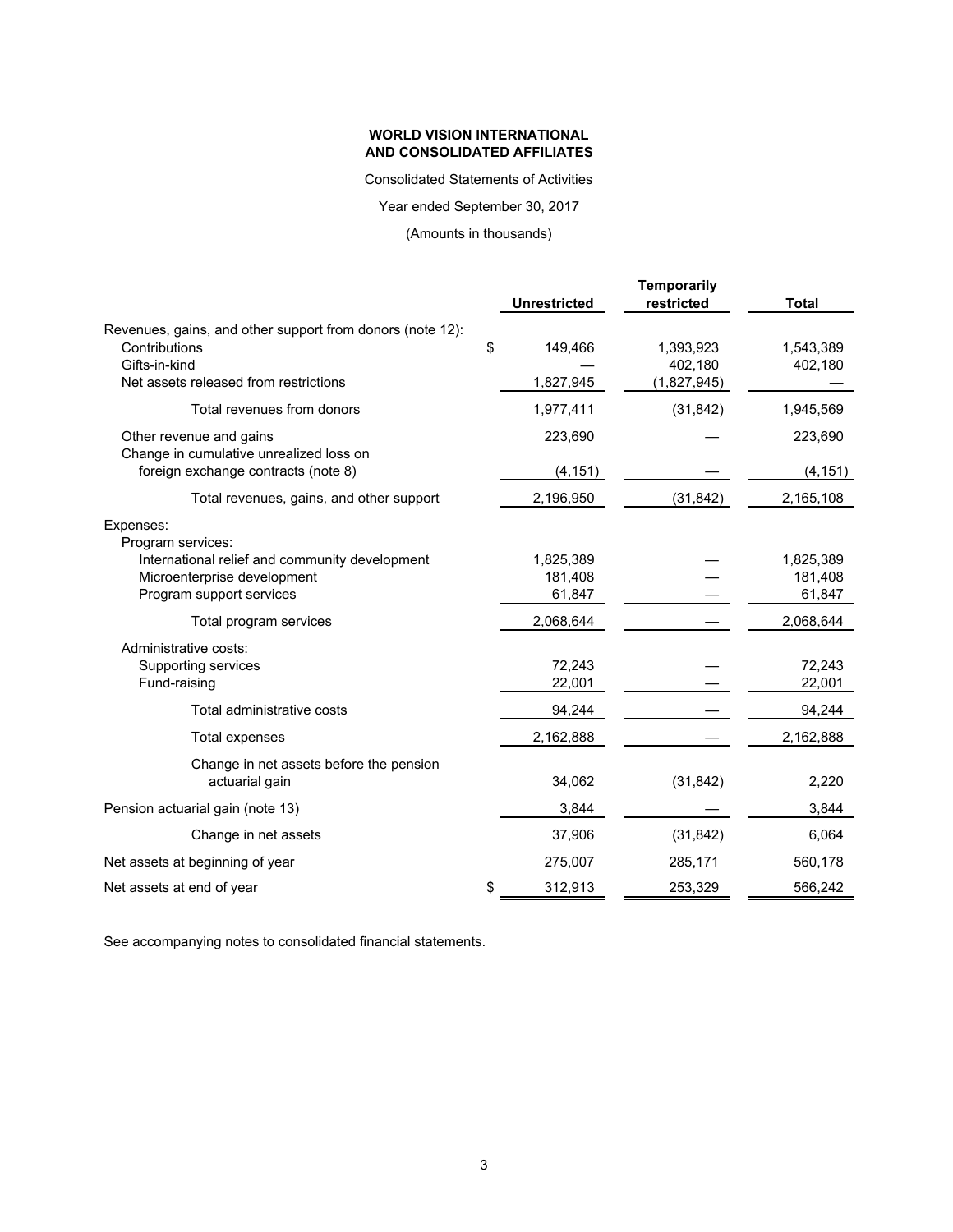**WORLD VISION INTERNATIONAL**
**AND CONSOLIDATED AFFILIATES**

Consolidated Statements of Activities

Year ended September 30, 2017

(Amounts in thousands)

| | Unrestricted | Temporarily restricted | Total |
|---|---|---|---|
| Revenues, gains, and other support from donors (note 12): | | | |
| Contributions | $ 149,466 | 1,393,923 | 1,543,389 |
| Gifts-in-kind | — | 402,180 | 402,180 |
| Net assets released from restrictions | 1,827,945 | (1,827,945) | — |
| Total revenues from donors | 1,977,411 | (31,842) | 1,945,569 |
| Other revenue and gains | 223,690 | — | 223,690 |
| Change in cumulative unrealized loss on foreign exchange contracts (note 8) | (4,151) | — | (4,151) |
| Total revenues, gains, and other support | 2,196,950 | (31,842) | 2,165,108 |
| Expenses: | | | |
| Program services: | | | |
| International relief and community development | 1,825,389 | — | 1,825,389 |
| Microenterprise development | 181,408 | — | 181,408 |
| Program support services | 61,847 | — | 61,847 |
| Total program services | 2,068,644 | — | 2,068,644 |
| Administrative costs: | | | |
| Supporting services | 72,243 | — | 72,243 |
| Fund-raising | 22,001 | — | 22,001 |
| Total administrative costs | 94,244 | — | 94,244 |
| Total expenses | 2,162,888 | — | 2,162,888 |
| Change in net assets before the pension actuarial gain | 34,062 | (31,842) | 2,220 |
| Pension actuarial gain (note 13) | 3,844 | — | 3,844 |
| Change in net assets | 37,906 | (31,842) | 6,064 |
| Net assets at beginning of year | 275,007 | 285,171 | 560,178 |
| Net assets at end of year | $ 312,913 | 253,329 | 566,242 |

See accompanying notes to consolidated financial statements.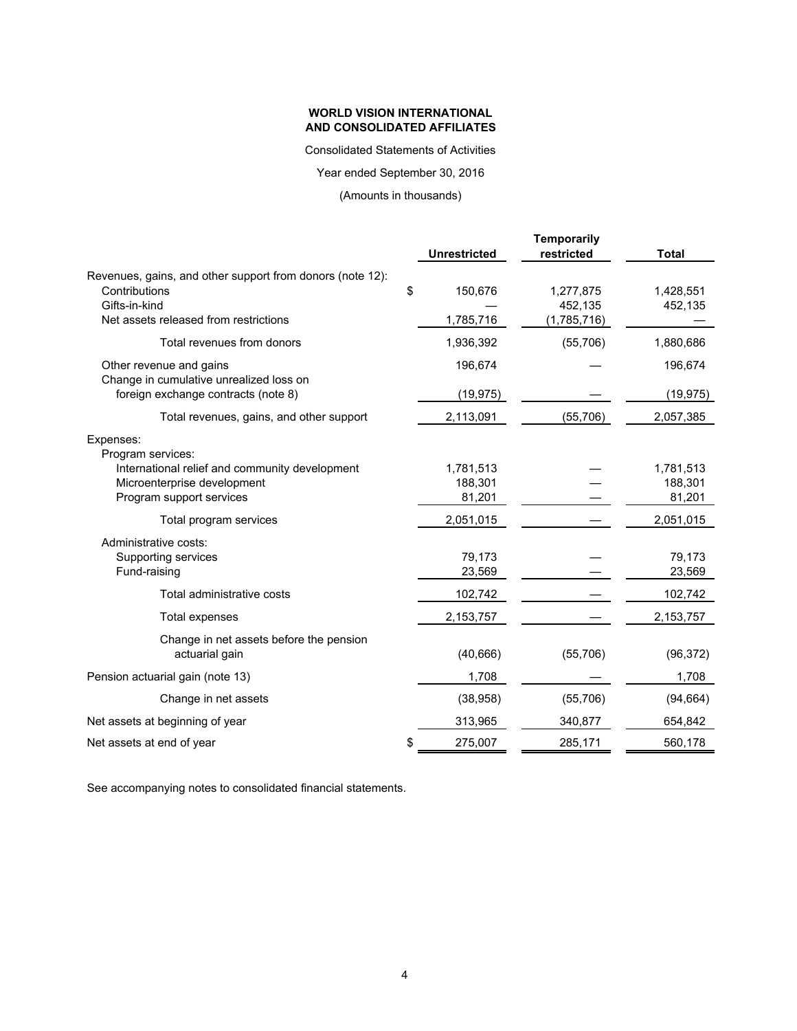**WORLD VISION INTERNATIONAL**
**AND CONSOLIDATED AFFILIATES**

Consolidated Statements of Activities

Year ended September 30, 2016

(Amounts in thousands)

| | Unrestricted | Temporarily restricted | Total |
|---|---|---|---|
| Revenues, gains, and other support from donors (note 12): | | | |
| Contributions | $ 150,676 | 1,277,875 | 1,428,551 |
| Gifts-in-kind | — | 452,135 | 452,135 |
| Net assets released from restrictions | 1,785,716 | (1,785,716) | — |
| Total revenues from donors | 1,936,392 | (55,706) | 1,880,686 |
| Other revenue and gains | 196,674 | — | 196,674 |
| Change in cumulative unrealized loss on foreign exchange contracts (note 8) | (19,975) | — | (19,975) |
| Total revenues, gains, and other support | 2,113,091 | (55,706) | 2,057,385 |
| Expenses: | | | |
| Program services: | | | |
| International relief and community development | 1,781,513 | — | 1,781,513 |
| Microenterprise development | 188,301 | — | 188,301 |
| Program support services | 81,201 | — | 81,201 |
| Total program services | 2,051,015 | — | 2,051,015 |
| Administrative costs: | | | |
| Supporting services | 79,173 | — | 79,173 |
| Fund-raising | 23,569 | — | 23,569 |
| Total administrative costs | 102,742 | — | 102,742 |
| Total expenses | 2,153,757 | — | 2,153,757 |
| Change in net assets before the pension actuarial gain | (40,666) | (55,706) | (96,372) |
| Pension actuarial gain (note 13) | 1,708 | — | 1,708 |
| Change in net assets | (38,958) | (55,706) | (94,664) |
| Net assets at beginning of year | 313,965 | 340,877 | 654,842 |
| Net assets at end of year | $ 275,007 | 285,171 | 560,178 |

See accompanying notes to consolidated financial statements.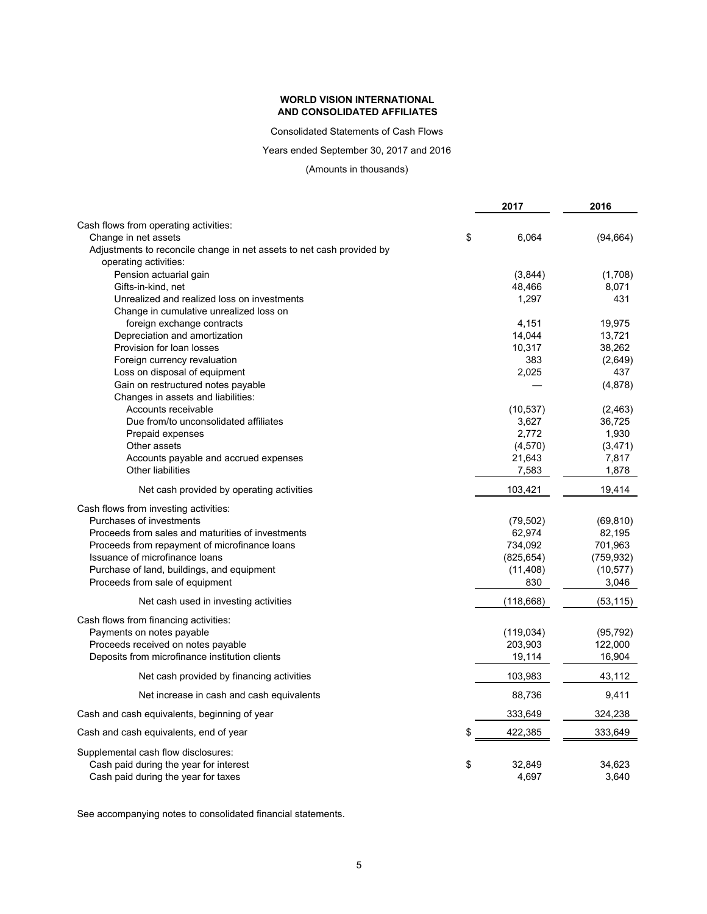**WORLD VISION INTERNATIONAL**
**AND CONSOLIDATED AFFILIATES**

Consolidated Statements of Cash Flows

Years ended September 30, 2017 and 2016

(Amounts in thousands)

| | 2017 | 2016 |
|---|---|---|
| Cash flows from operating activities: | | |
| Change in net assets | $ 6,064 | (94,664) |
| Adjustments to reconcile change in net assets to net cash provided by operating activities: | | |
| Pension actuarial gain | (3,844) | (1,708) |
| Gifts-in-kind, net | 48,466 | 8,071 |
| Unrealized and realized loss on investments | 1,297 | 431 |
| Change in cumulative unrealized loss on foreign exchange contracts | 4,151 | 19,975 |
| Depreciation and amortization | 14,044 | 13,721 |
| Provision for loan losses | 10,317 | 38,262 |
| Foreign currency revaluation | 383 | (2,649) |
| Loss on disposal of equipment | 2,025 | 437 |
| Gain on restructured notes payable | — | (4,878) |
| Changes in assets and liabilities: | | |
| Accounts receivable | (10,537) | (2,463) |
| Due from/to unconsolidated affiliates | 3,627 | 36,725 |
| Prepaid expenses | 2,772 | 1,930 |
| Other assets | (4,570) | (3,471) |
| Accounts payable and accrued expenses | 21,643 | 7,817 |
| Other liabilities | 7,583 | 1,878 |
| Net cash provided by operating activities | 103,421 | 19,414 |
| Cash flows from investing activities: | | |
| Purchases of investments | (79,502) | (69,810) |
| Proceeds from sales and maturities of investments | 62,974 | 82,195 |
| Proceeds from repayment of microfinance loans | 734,092 | 701,963 |
| Issuance of microfinance loans | (825,654) | (759,932) |
| Purchase of land, buildings, and equipment | (11,408) | (10,577) |
| Proceeds from sale of equipment | 830 | 3,046 |
| Net cash used in investing activities | (118,668) | (53,115) |
| Cash flows from financing activities: | | |
| Payments on notes payable | (119,034) | (95,792) |
| Proceeds received on notes payable | 203,903 | 122,000 |
| Deposits from microfinance institution clients | 19,114 | 16,904 |
| Net cash provided by financing activities | 103,983 | 43,112 |
| Net increase in cash and cash equivalents | 88,736 | 9,411 |
| Cash and cash equivalents, beginning of year | 333,649 | 324,238 |
| Cash and cash equivalents, end of year | $ 422,385 | 333,649 |
| Supplemental cash flow disclosures: | | |
| Cash paid during the year for interest | $ 32,849 | 34,623 |
| Cash paid during the year for taxes | 4,697 | 3,640 |

See accompanying notes to consolidated financial statements.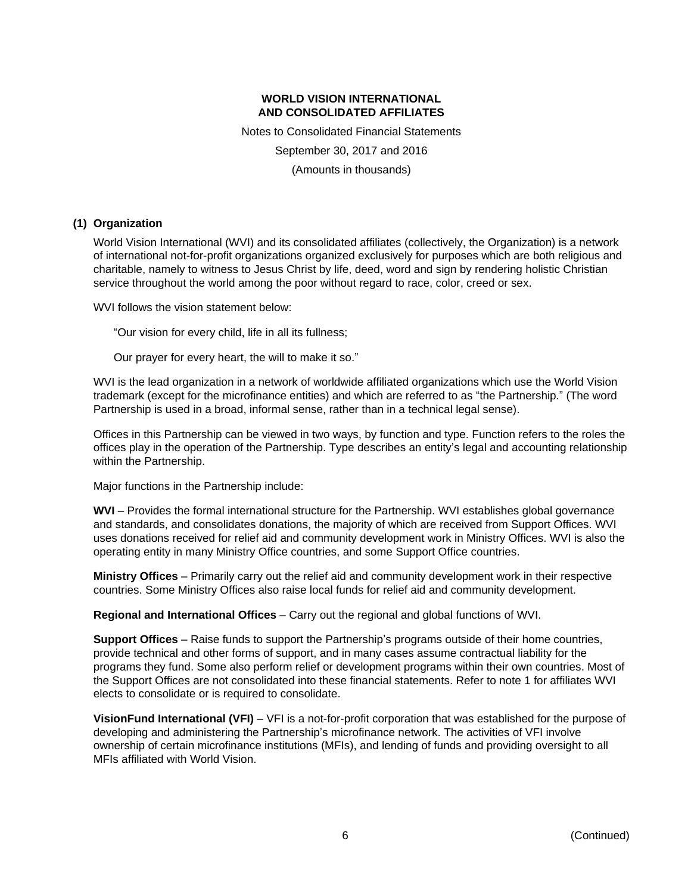**WORLD VISION INTERNATIONAL**
**AND CONSOLIDATED AFFILIATES**

Notes to Consolidated Financial Statements

September 30, 2017 and 2016

(Amounts in thousands)

## (1) Organization

World Vision International (WVI) and its consolidated affiliates (collectively, the Organization) is a network of international not-for-profit organizations organized exclusively for purposes which are both religious and charitable, namely to witness to Jesus Christ by life, deed, word and sign by rendering holistic Christian service throughout the world among the poor without regard to race, color, creed or sex.

WVI follows the vision statement below:

> "Our vision for every child, life in all its fullness;
>
> Our prayer for every heart, the will to make it so."

WVI is the lead organization in a network of worldwide affiliated organizations which use the World Vision trademark (except for the microfinance entities) and which are referred to as "the Partnership." (The word Partnership is used in a broad, informal sense, rather than in a technical legal sense).

Offices in this Partnership can be viewed in two ways, by function and type. Function refers to the roles the offices play in the operation of the Partnership. Type describes an entity's legal and accounting relationship within the Partnership.

Major functions in the Partnership include:

**WVI** – Provides the formal international structure for the Partnership. WVI establishes global governance and standards, and consolidates donations, the majority of which are received from Support Offices. WVI uses donations received for relief aid and community development work in Ministry Offices. WVI is also the operating entity in many Ministry Office countries, and some Support Office countries.

**Ministry Offices** – Primarily carry out the relief aid and community development work in their respective countries. Some Ministry Offices also raise local funds for relief aid and community development.

**Regional and International Offices** – Carry out the regional and global functions of WVI.

**Support Offices** – Raise funds to support the Partnership's programs outside of their home countries, provide technical and other forms of support, and in many cases assume contractual liability for the programs they fund. Some also perform relief or development programs within their own countries. Most of the Support Offices are not consolidated into these financial statements. Refer to note 1 for affiliates WVI elects to consolidate or is required to consolidate.

**VisionFund International (VFI)** – VFI is a not-for-profit corporation that was established for the purpose of developing and administering the Partnership's microfinance network. The activities of VFI involve ownership of certain microfinance institutions (MFIs), and lending of funds and providing oversight to all MFIs affiliated with World Vision.

(Continued)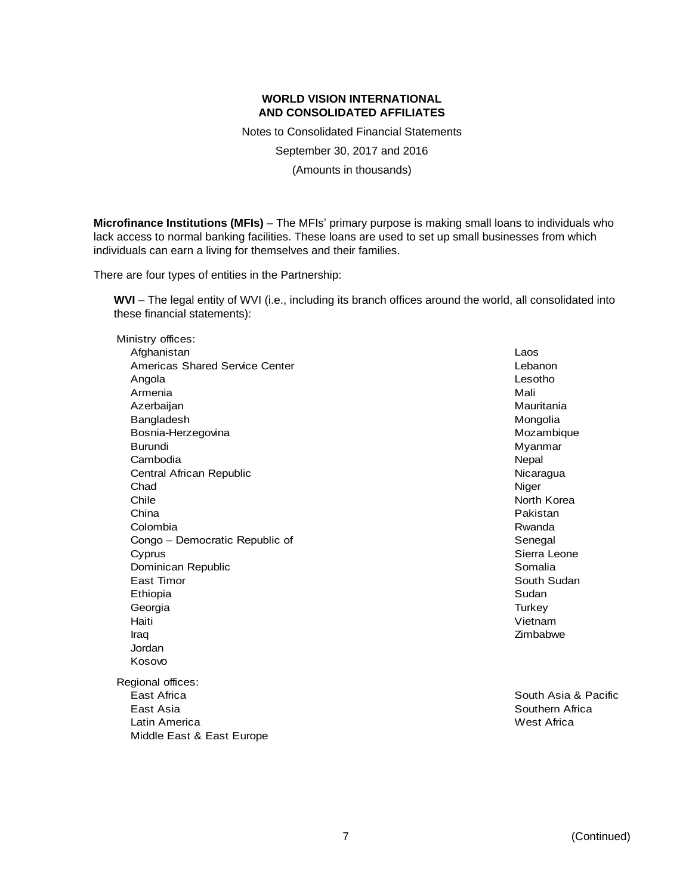**Microfinance Institutions (MFIs)** – The MFIs' primary purpose is making small loans to individuals who lack access to normal banking facilities. These loans are used to set up small businesses from which individuals can earn a living for themselves and their families.

There are four types of entities in the Partnership:

**WVI** – The legal entity of WVI (i.e., including its branch offices around the world, all consolidated into these financial statements):

Ministry offices:

- Afghanistan
- Americas Shared Service Center
- Angola
- Armenia
- Azerbaijan
- Bangladesh
- Bosnia-Herzegovina
- Burundi
- Cambodia
- Central African Republic
- Chad
- Chile
- China
- Colombia
- Congo – Democratic Republic of
- Cyprus
- Dominican Republic
- East Timor
- Ethiopia
- Georgia
- Haiti
- Iraq
- Jordan
- Kosovo
- Laos
- Lebanon
- Lesotho
- Mali
- Mauritania
- Mongolia
- Mozambique
- Myanmar
- Nepal
- Nicaragua
- Niger
- North Korea
- Pakistan
- Rwanda
- Senegal
- Sierra Leone
- Somalia
- South Sudan
- Sudan
- Turkey
- Vietnam
- Zimbabwe

Regional offices:

- East Africa
- East Asia
- Latin America
- Middle East & East Europe
- South Asia & Pacific
- Southern Africa
- West Africa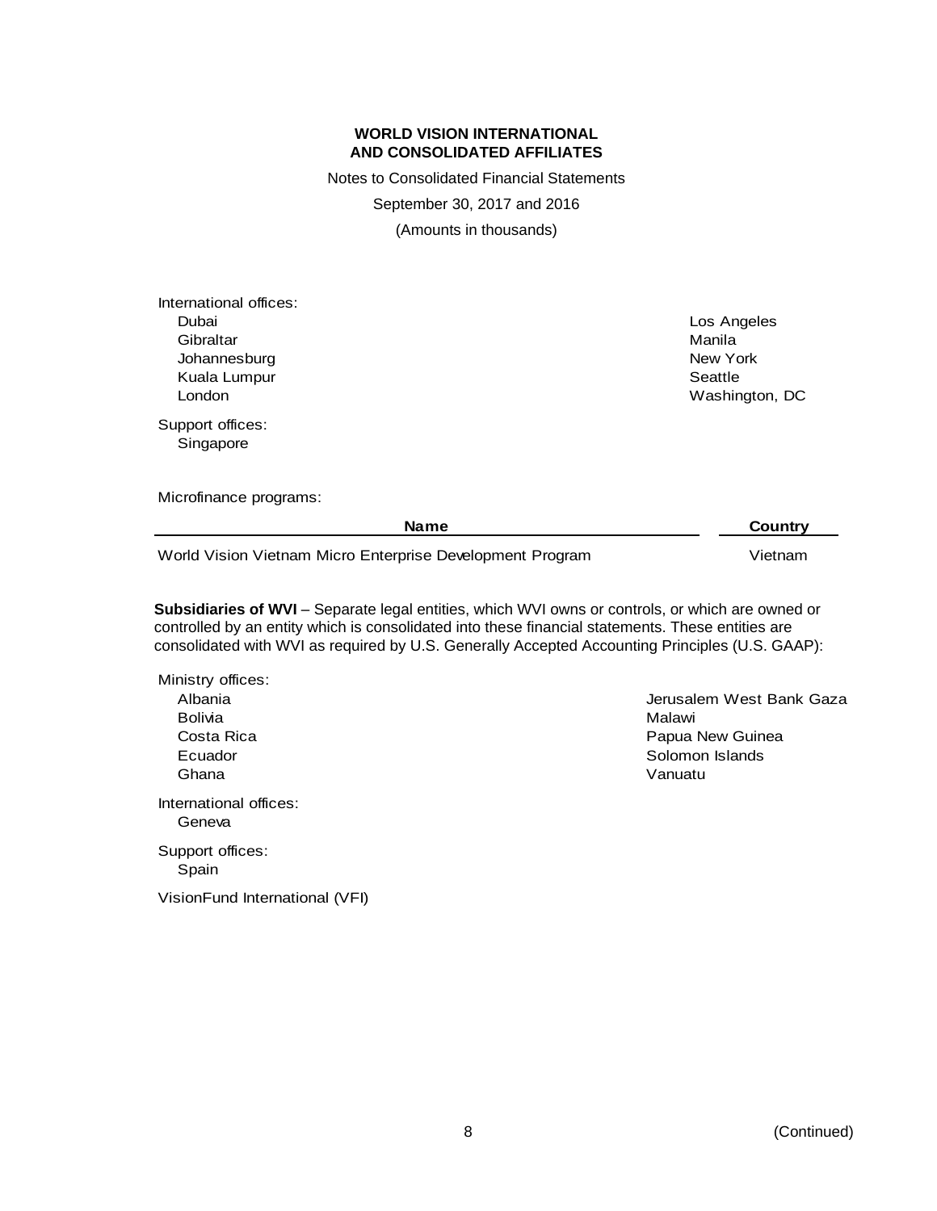**WORLD VISION INTERNATIONAL AND CONSOLIDATED AFFILIATES**

Notes to Consolidated Financial Statements

September 30, 2017 and 2016

(Amounts in thousands)

International offices:

- Dubai
- Gibraltar
- Johannesburg
- Kuala Lumpur
- London
- Los Angeles
- Manila
- New York
- Seattle
- Washington, DC

Support offices:

- Singapore

Microfinance programs:

| Name | Country |
|---|---|
| World Vision Vietnam Micro Enterprise Development Program | Vietnam |

**Subsidiaries of WVI** – Separate legal entities, which WVI owns or controls, or which are owned or controlled by an entity which is consolidated into these financial statements. These entities are consolidated with WVI as required by U.S. Generally Accepted Accounting Principles (U.S. GAAP):

Ministry offices:

- Albania
- Bolivia
- Costa Rica
- Ecuador
- Ghana
- Jerusalem West Bank Gaza
- Malawi
- Papua New Guinea
- Solomon Islands
- Vanuatu

International offices:

- Geneva

Support offices:

- Spain

VisionFund International (VFI)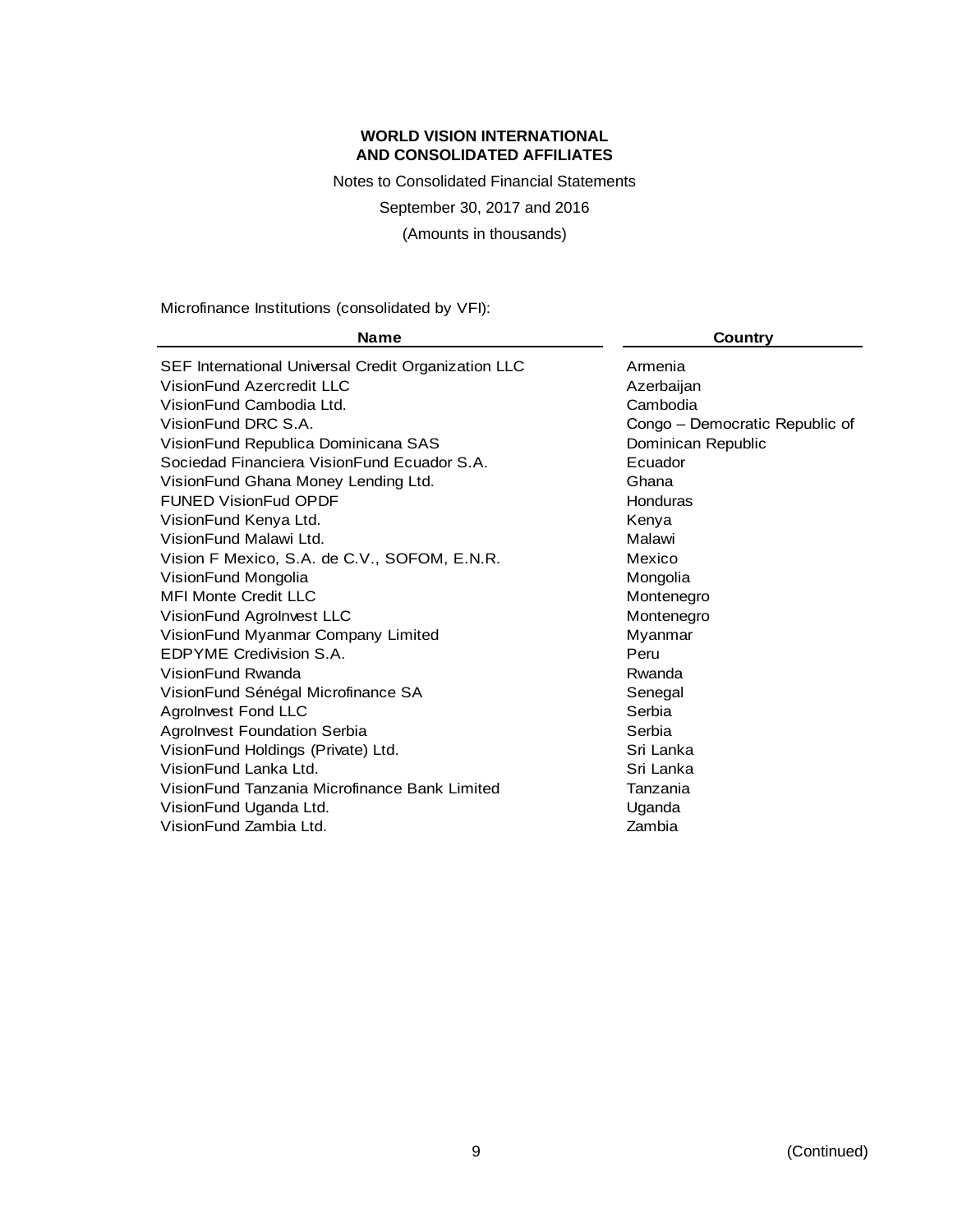# WORLD VISION INTERNATIONAL AND CONSOLIDATED AFFILIATES

Notes to Consolidated Financial Statements

September 30, 2017 and 2016

(Amounts in thousands)

Microfinance Institutions (consolidated by VFI):

| Name | Country |
|---|---|
| SEF International Universal Credit Organization LLC | Armenia |
| VisionFund Azercredit LLC | Azerbaijan |
| VisionFund Cambodia Ltd. | Cambodia |
| VisionFund DRC S.A. | Congo – Democratic Republic of |
| VisionFund Republica Dominicana SAS | Dominican Republic |
| Sociedad Financiera VisionFund Ecuador S.A. | Ecuador |
| VisionFund Ghana Money Lending Ltd. | Ghana |
| FUNED VisionFud OPDF | Honduras |
| VisionFund Kenya Ltd. | Kenya |
| VisionFund Malawi Ltd. | Malawi |
| Vision F Mexico, S.A. de C.V., SOFOM, E.N.R. | Mexico |
| VisionFund Mongolia | Mongolia |
| MFI Monte Credit LLC | Montenegro |
| VisionFund AgroInvest LLC | Montenegro |
| VisionFund Myanmar Company Limited | Myanmar |
| EDPYME Credivision S.A. | Peru |
| VisionFund Rwanda | Rwanda |
| VisionFund Sénégal Microfinance SA | Senegal |
| AgroInvest Fond LLC | Serbia |
| AgroInvest Foundation Serbia | Serbia |
| VisionFund Holdings (Private) Ltd. | Sri Lanka |
| VisionFund Lanka Ltd. | Sri Lanka |
| VisionFund Tanzania Microfinance Bank Limited | Tanzania |
| VisionFund Uganda Ltd. | Uganda |
| VisionFund Zambia Ltd. | Zambia |

(Continued)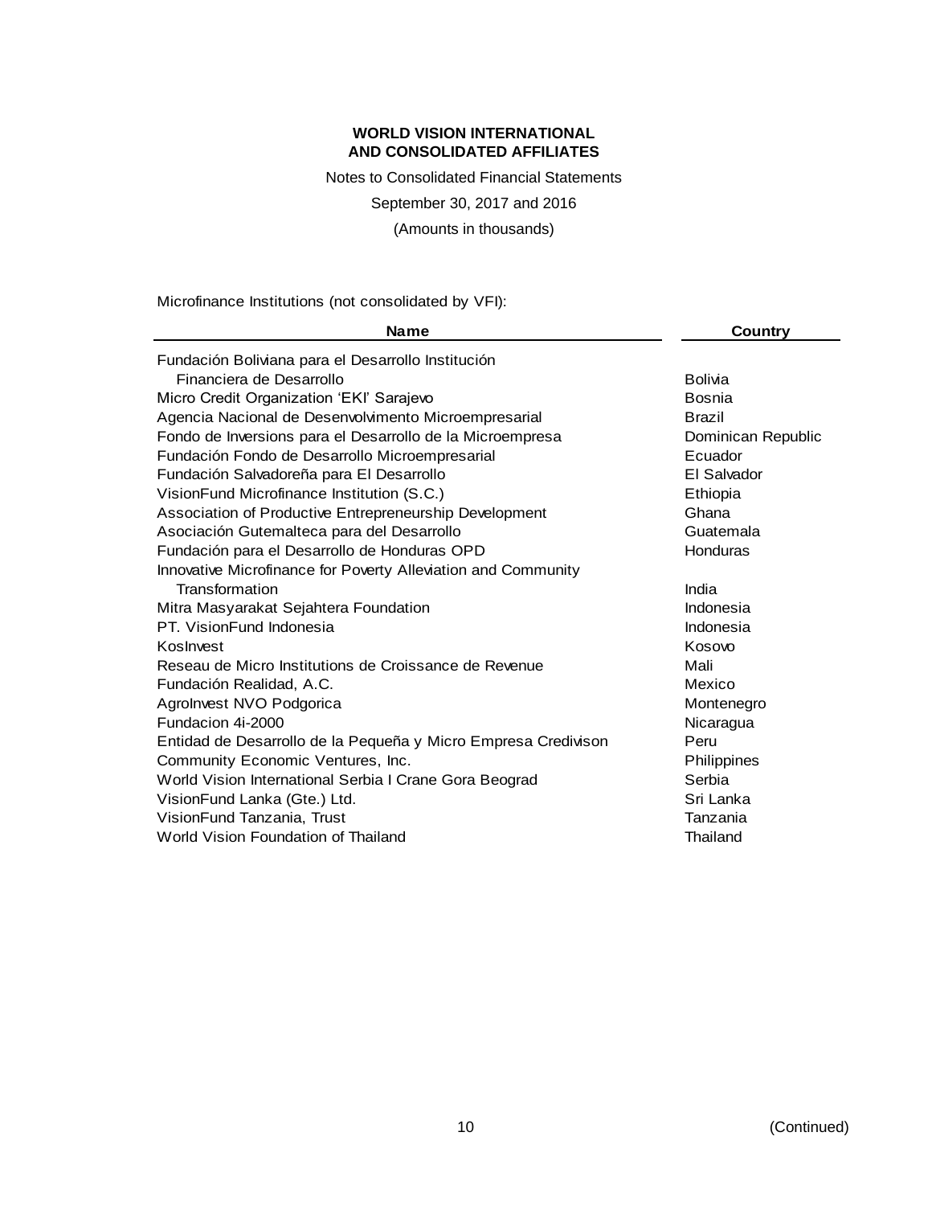**WORLD VISION INTERNATIONAL**
**AND CONSOLIDATED AFFILIATES**

Notes to Consolidated Financial Statements

September 30, 2017 and 2016

(Amounts in thousands)

Microfinance Institutions (not consolidated by VFI):

| Name | Country |
| --- | --- |
| Fundación Boliviana para el Desarrollo Institución Financiera de Desarrollo | Bolivia |
| Micro Credit Organization 'EKI' Sarajevo | Bosnia |
| Agencia Nacional de Desenvolvimento Microempresarial | Brazil |
| Fondo de Inversions para el Desarrollo de la Microempresa | Dominican Republic |
| Fundación Fondo de Desarrollo Microempresarial | Ecuador |
| Fundación Salvadoreña para El Desarrollo | El Salvador |
| VisionFund Microfinance Institution (S.C.) | Ethiopia |
| Association of Productive Entrepreneurship Development | Ghana |
| Asociación Gutemalteca para del Desarrollo | Guatemala |
| Fundación para el Desarrollo de Honduras OPD | Honduras |
| Innovative Microfinance for Poverty Alleviation and Community Transformation | India |
| Mitra Masyarakat Sejahtera Foundation | Indonesia |
| PT. VisionFund Indonesia | Indonesia |
| KosInvest | Kosovo |
| Reseau de Micro Institutions de Croissance de Revenue | Mali |
| Fundación Realidad, A.C. | Mexico |
| AgroInvest NVO Podgorica | Montenegro |
| Fundacion 4i-2000 | Nicaragua |
| Entidad de Desarrollo de la Pequeña y Micro Empresa Credivison | Peru |
| Community Economic Ventures, Inc. | Philippines |
| World Vision International Serbia I Crane Gora Beograd | Serbia |
| VisionFund Lanka (Gte.) Ltd. | Sri Lanka |
| VisionFund Tanzania, Trust | Tanzania |
| World Vision Foundation of Thailand | Thailand |

(Continued)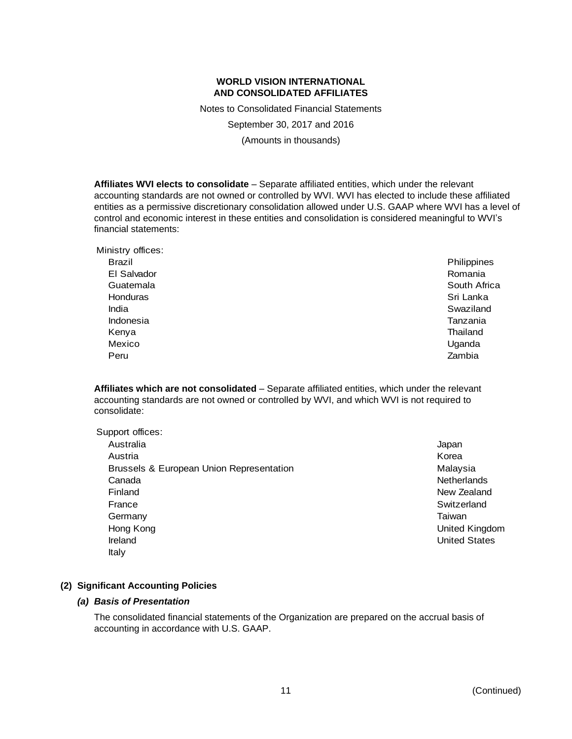**WORLD VISION INTERNATIONAL AND CONSOLIDATED AFFILIATES**

Notes to Consolidated Financial Statements

September 30, 2017 and 2016

(Amounts in thousands)

**Affiliates WVI elects to consolidate** – Separate affiliated entities, which under the relevant accounting standards are not owned or controlled by WVI. WVI has elected to include these affiliated entities as a permissive discretionary consolidation allowed under U.S. GAAP where WVI has a level of control and economic interest in these entities and consolidation is considered meaningful to WVI's financial statements:

Ministry offices:

- Brazil
- El Salvador
- Guatemala
- Honduras
- India
- Indonesia
- Kenya
- Mexico
- Peru
- Philippines
- Romania
- South Africa
- Sri Lanka
- Swaziland
- Tanzania
- Thailand
- Uganda
- Zambia

**Affiliates which are not consolidated** – Separate affiliated entities, which under the relevant accounting standards are not owned or controlled by WVI, and which WVI is not required to consolidate:

Support offices:

- Australia
- Austria
- Brussels & European Union Representation
- Canada
- Finland
- France
- Germany
- Hong Kong
- Ireland
- Italy
- Japan
- Korea
- Malaysia
- Netherlands
- New Zealand
- Switzerland
- Taiwan
- United Kingdom
- United States

## (2) Significant Accounting Policies

### *(a) Basis of Presentation*

The consolidated financial statements of the Organization are prepared on the accrual basis of accounting in accordance with U.S. GAAP.

(Continued)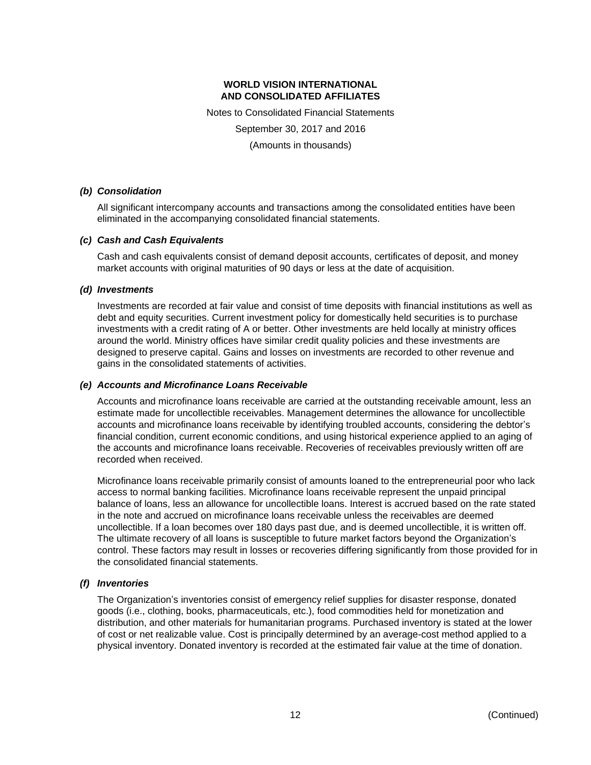### *(b) Consolidation*

All significant intercompany accounts and transactions among the consolidated entities have been eliminated in the accompanying consolidated financial statements.

### *(c) Cash and Cash Equivalents*

Cash and cash equivalents consist of demand deposit accounts, certificates of deposit, and money market accounts with original maturities of 90 days or less at the date of acquisition.

### *(d) Investments*

Investments are recorded at fair value and consist of time deposits with financial institutions as well as debt and equity securities. Current investment policy for domestically held securities is to purchase investments with a credit rating of A or better. Other investments are held locally at ministry offices around the world. Ministry offices have similar credit quality policies and these investments are designed to preserve capital. Gains and losses on investments are recorded to other revenue and gains in the consolidated statements of activities.

### *(e) Accounts and Microfinance Loans Receivable*

Accounts and microfinance loans receivable are carried at the outstanding receivable amount, less an estimate made for uncollectible receivables. Management determines the allowance for uncollectible accounts and microfinance loans receivable by identifying troubled accounts, considering the debtor's financial condition, current economic conditions, and using historical experience applied to an aging of the accounts and microfinance loans receivable. Recoveries of receivables previously written off are recorded when received.

Microfinance loans receivable primarily consist of amounts loaned to the entrepreneurial poor who lack access to normal banking facilities. Microfinance loans receivable represent the unpaid principal balance of loans, less an allowance for uncollectible loans. Interest is accrued based on the rate stated in the note and accrued on microfinance loans receivable unless the receivables are deemed uncollectible. If a loan becomes over 180 days past due, and is deemed uncollectible, it is written off. The ultimate recovery of all loans is susceptible to future market factors beyond the Organization's control. These factors may result in losses or recoveries differing significantly from those provided for in the consolidated financial statements.

### *(f) Inventories*

The Organization's inventories consist of emergency relief supplies for disaster response, donated goods (i.e., clothing, books, pharmaceuticals, etc.), food commodities held for monetization and distribution, and other materials for humanitarian programs. Purchased inventory is stated at the lower of cost or net realizable value. Cost is principally determined by an average-cost method applied to a physical inventory. Donated inventory is recorded at the estimated fair value at the time of donation.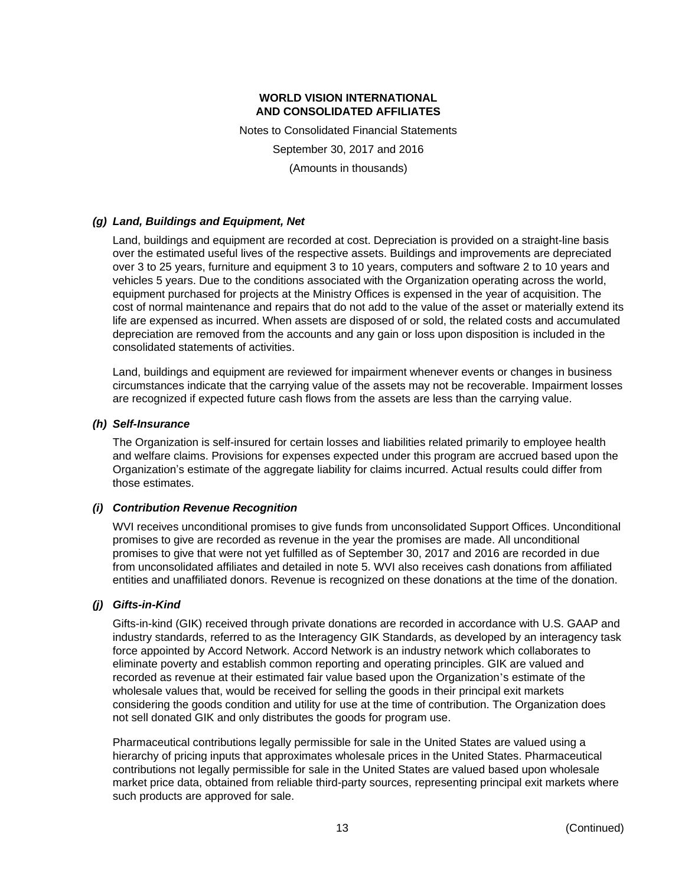### *(g) Land, Buildings and Equipment, Net*

Land, buildings and equipment are recorded at cost. Depreciation is provided on a straight-line basis over the estimated useful lives of the respective assets. Buildings and improvements are depreciated over 3 to 25 years, furniture and equipment 3 to 10 years, computers and software 2 to 10 years and vehicles 5 years. Due to the conditions associated with the Organization operating across the world, equipment purchased for projects at the Ministry Offices is expensed in the year of acquisition. The cost of normal maintenance and repairs that do not add to the value of the asset or materially extend its life are expensed as incurred. When assets are disposed of or sold, the related costs and accumulated depreciation are removed from the accounts and any gain or loss upon disposition is included in the consolidated statements of activities.

Land, buildings and equipment are reviewed for impairment whenever events or changes in business circumstances indicate that the carrying value of the assets may not be recoverable. Impairment losses are recognized if expected future cash flows from the assets are less than the carrying value.

### *(h) Self-Insurance*

The Organization is self-insured for certain losses and liabilities related primarily to employee health and welfare claims. Provisions for expenses expected under this program are accrued based upon the Organization's estimate of the aggregate liability for claims incurred. Actual results could differ from those estimates.

### *(i) Contribution Revenue Recognition*

WVI receives unconditional promises to give funds from unconsolidated Support Offices. Unconditional promises to give are recorded as revenue in the year the promises are made. All unconditional promises to give that were not yet fulfilled as of September 30, 2017 and 2016 are recorded in due from unconsolidated affiliates and detailed in note 5. WVI also receives cash donations from affiliated entities and unaffiliated donors. Revenue is recognized on these donations at the time of the donation.

### *(j) Gifts-in-Kind*

Gifts-in-kind (GIK) received through private donations are recorded in accordance with U.S. GAAP and industry standards, referred to as the Interagency GIK Standards, as developed by an interagency task force appointed by Accord Network. Accord Network is an industry network which collaborates to eliminate poverty and establish common reporting and operating principles. GIK are valued and recorded as revenue at their estimated fair value based upon the Organization's estimate of the wholesale values that, would be received for selling the goods in their principal exit markets considering the goods condition and utility for use at the time of contribution. The Organization does not sell donated GIK and only distributes the goods for program use.

Pharmaceutical contributions legally permissible for sale in the United States are valued using a hierarchy of pricing inputs that approximates wholesale prices in the United States. Pharmaceutical contributions not legally permissible for sale in the United States are valued based upon wholesale market price data, obtained from reliable third-party sources, representing principal exit markets where such products are approved for sale.

(Continued)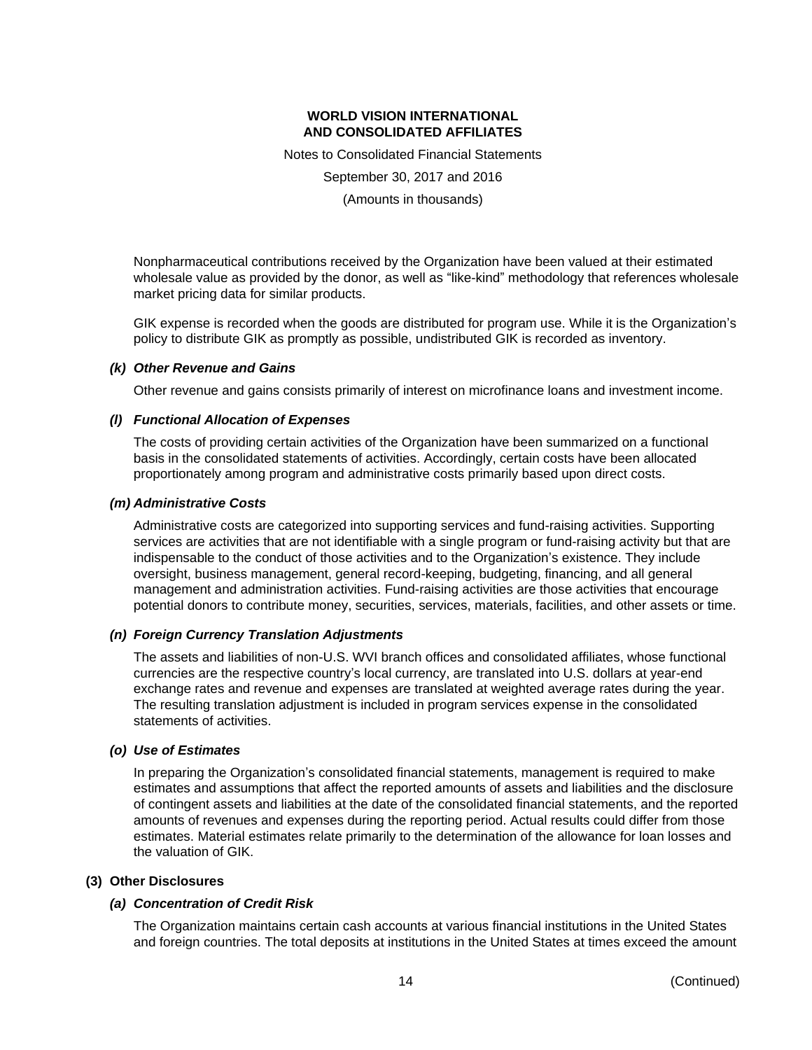Nonpharmaceutical contributions received by the Organization have been valued at their estimated wholesale value as provided by the donor, as well as "like-kind" methodology that references wholesale market pricing data for similar products.

GIK expense is recorded when the goods are distributed for program use. While it is the Organization's policy to distribute GIK as promptly as possible, undistributed GIK is recorded as inventory.

### *(k) Other Revenue and Gains*

Other revenue and gains consists primarily of interest on microfinance loans and investment income.

### *(l) Functional Allocation of Expenses*

The costs of providing certain activities of the Organization have been summarized on a functional basis in the consolidated statements of activities. Accordingly, certain costs have been allocated proportionately among program and administrative costs primarily based upon direct costs.

### *(m) Administrative Costs*

Administrative costs are categorized into supporting services and fund-raising activities. Supporting services are activities that are not identifiable with a single program or fund-raising activity but that are indispensable to the conduct of those activities and to the Organization's existence. They include oversight, business management, general record-keeping, budgeting, financing, and all general management and administration activities. Fund-raising activities are those activities that encourage potential donors to contribute money, securities, services, materials, facilities, and other assets or time.

### *(n) Foreign Currency Translation Adjustments*

The assets and liabilities of non-U.S. WVI branch offices and consolidated affiliates, whose functional currencies are the respective country's local currency, are translated into U.S. dollars at year-end exchange rates and revenue and expenses are translated at weighted average rates during the year. The resulting translation adjustment is included in program services expense in the consolidated statements of activities.

### *(o) Use of Estimates*

In preparing the Organization's consolidated financial statements, management is required to make estimates and assumptions that affect the reported amounts of assets and liabilities and the disclosure of contingent assets and liabilities at the date of the consolidated financial statements, and the reported amounts of revenues and expenses during the reporting period. Actual results could differ from those estimates. Material estimates relate primarily to the determination of the allowance for loan losses and the valuation of GIK.

## (3) Other Disclosures

### *(a) Concentration of Credit Risk*

The Organization maintains certain cash accounts at various financial institutions in the United States and foreign countries. The total deposits at institutions in the United States at times exceed the amount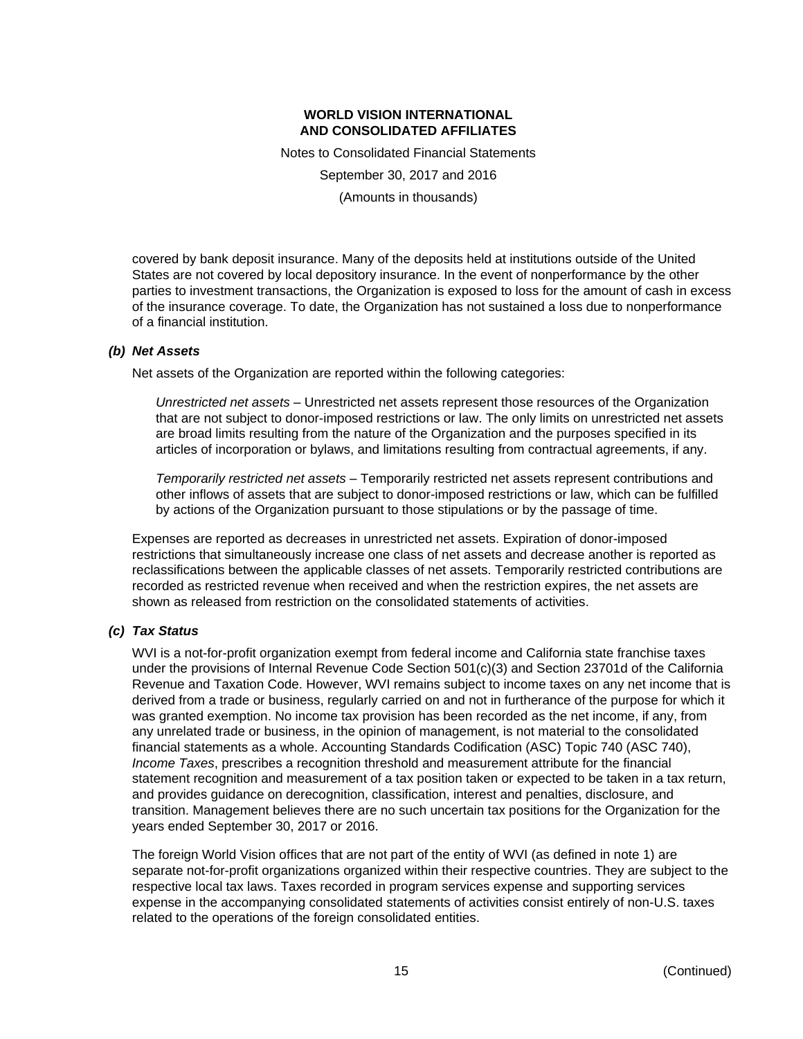covered by bank deposit insurance. Many of the deposits held at institutions outside of the United States are not covered by local depository insurance. In the event of nonperformance by the other parties to investment transactions, the Organization is exposed to loss for the amount of cash in excess of the insurance coverage. To date, the Organization has not sustained a loss due to nonperformance of a financial institution.

### *(b) Net Assets*

Net assets of the Organization are reported within the following categories:

*Unrestricted net assets* – Unrestricted net assets represent those resources of the Organization that are not subject to donor-imposed restrictions or law. The only limits on unrestricted net assets are broad limits resulting from the nature of the Organization and the purposes specified in its articles of incorporation or bylaws, and limitations resulting from contractual agreements, if any.

*Temporarily restricted net assets* – Temporarily restricted net assets represent contributions and other inflows of assets that are subject to donor-imposed restrictions or law, which can be fulfilled by actions of the Organization pursuant to those stipulations or by the passage of time.

Expenses are reported as decreases in unrestricted net assets. Expiration of donor-imposed restrictions that simultaneously increase one class of net assets and decrease another is reported as reclassifications between the applicable classes of net assets. Temporarily restricted contributions are recorded as restricted revenue when received and when the restriction expires, the net assets are shown as released from restriction on the consolidated statements of activities.

### *(c) Tax Status*

WVI is a not-for-profit organization exempt from federal income and California state franchise taxes under the provisions of Internal Revenue Code Section 501(c)(3) and Section 23701d of the California Revenue and Taxation Code. However, WVI remains subject to income taxes on any net income that is derived from a trade or business, regularly carried on and not in furtherance of the purpose for which it was granted exemption. No income tax provision has been recorded as the net income, if any, from any unrelated trade or business, in the opinion of management, is not material to the consolidated financial statements as a whole. Accounting Standards Codification (ASC) Topic 740 (ASC 740), *Income Taxes*, prescribes a recognition threshold and measurement attribute for the financial statement recognition and measurement of a tax position taken or expected to be taken in a tax return, and provides guidance on derecognition, classification, interest and penalties, disclosure, and transition. Management believes there are no such uncertain tax positions for the Organization for the years ended September 30, 2017 or 2016.

The foreign World Vision offices that are not part of the entity of WVI (as defined in note 1) are separate not-for-profit organizations organized within their respective countries. They are subject to the respective local tax laws. Taxes recorded in program services expense and supporting services expense in the accompanying consolidated statements of activities consist entirely of non-U.S. taxes related to the operations of the foreign consolidated entities.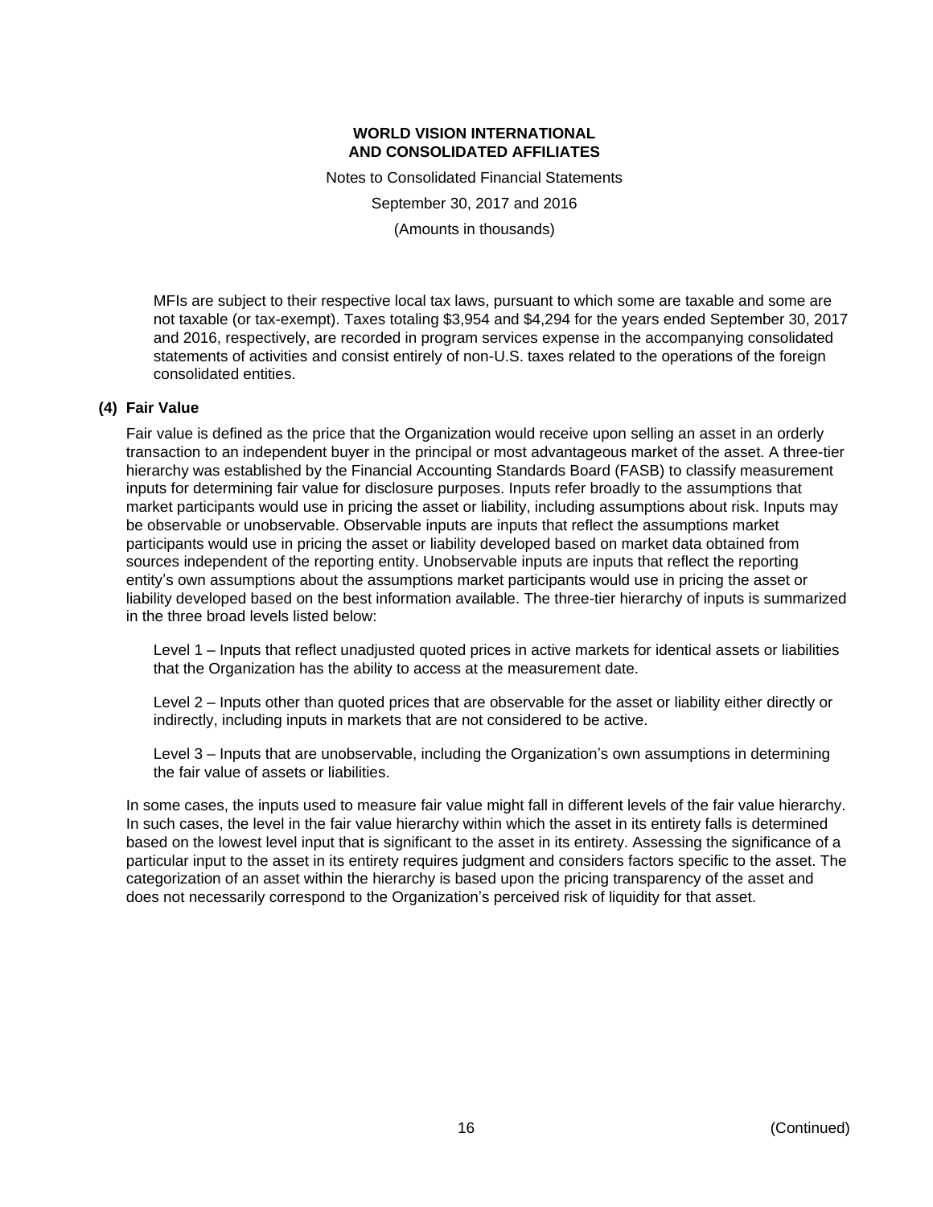MFIs are subject to their respective local tax laws, pursuant to which some are taxable and some are not taxable (or tax-exempt). Taxes totaling $3,954 and $4,294 for the years ended September 30, 2017 and 2016, respectively, are recorded in program services expense in the accompanying consolidated statements of activities and consist entirely of non-U.S. taxes related to the operations of the foreign consolidated entities.

## (4) Fair Value

Fair value is defined as the price that the Organization would receive upon selling an asset in an orderly transaction to an independent buyer in the principal or most advantageous market of the asset. A three-tier hierarchy was established by the Financial Accounting Standards Board (FASB) to classify measurement inputs for determining fair value for disclosure purposes. Inputs refer broadly to the assumptions that market participants would use in pricing the asset or liability, including assumptions about risk. Inputs may be observable or unobservable. Observable inputs are inputs that reflect the assumptions market participants would use in pricing the asset or liability developed based on market data obtained from sources independent of the reporting entity. Unobservable inputs are inputs that reflect the reporting entity's own assumptions about the assumptions market participants would use in pricing the asset or liability developed based on the best information available. The three-tier hierarchy of inputs is summarized in the three broad levels listed below:

Level 1 – Inputs that reflect unadjusted quoted prices in active markets for identical assets or liabilities that the Organization has the ability to access at the measurement date.

Level 2 – Inputs other than quoted prices that are observable for the asset or liability either directly or indirectly, including inputs in markets that are not considered to be active.

Level 3 – Inputs that are unobservable, including the Organization's own assumptions in determining the fair value of assets or liabilities.

In some cases, the inputs used to measure fair value might fall in different levels of the fair value hierarchy. In such cases, the level in the fair value hierarchy within which the asset in its entirety falls is determined based on the lowest level input that is significant to the asset in its entirety. Assessing the significance of a particular input to the asset in its entirety requires judgment and considers factors specific to the asset. The categorization of an asset within the hierarchy is based upon the pricing transparency of the asset and does not necessarily correspond to the Organization's perceived risk of liquidity for that asset.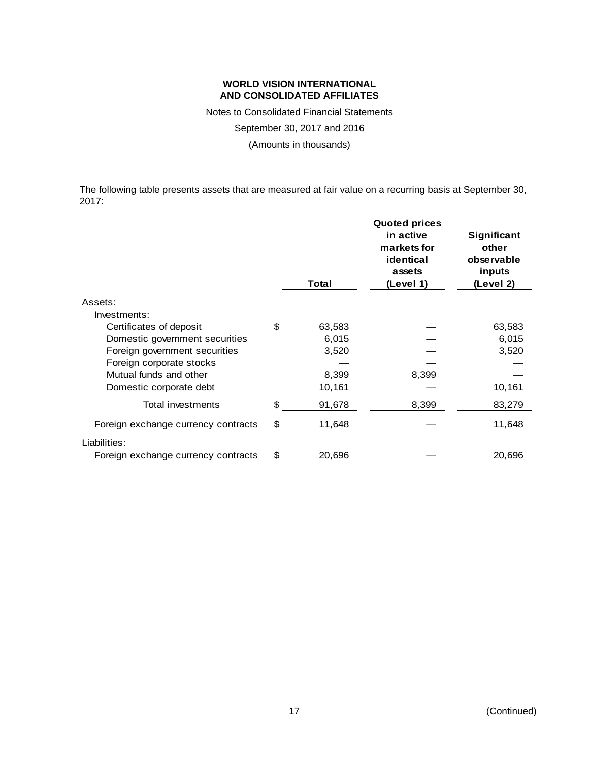# WORLD VISION INTERNATIONAL AND CONSOLIDATED AFFILIATES

Notes to Consolidated Financial Statements

September 30, 2017 and 2016

(Amounts in thousands)

The following table presents assets that are measured at fair value on a recurring basis at September 30, 2017:

| | Total | Quoted prices in active markets for identical assets (Level 1) | Significant other observable inputs (Level 2) |
|---|---|---|---|
| Assets: | | | |
| Investments: | | | |
| Certificates of deposit | $ 63,583 | — | 63,583 |
| Domestic government securities | 6,015 | — | 6,015 |
| Foreign government securities | 3,520 | — | 3,520 |
| Foreign corporate stocks | — | — | — |
| Mutual funds and other | 8,399 | 8,399 | — |
| Domestic corporate debt | 10,161 | — | 10,161 |
| Total investments | $ 91,678 | 8,399 | 83,279 |
| Foreign exchange currency contracts | $ 11,648 | — | 11,648 |
| Liabilities: | | | |
| Foreign exchange currency contracts | $ 20,696 | — | 20,696 |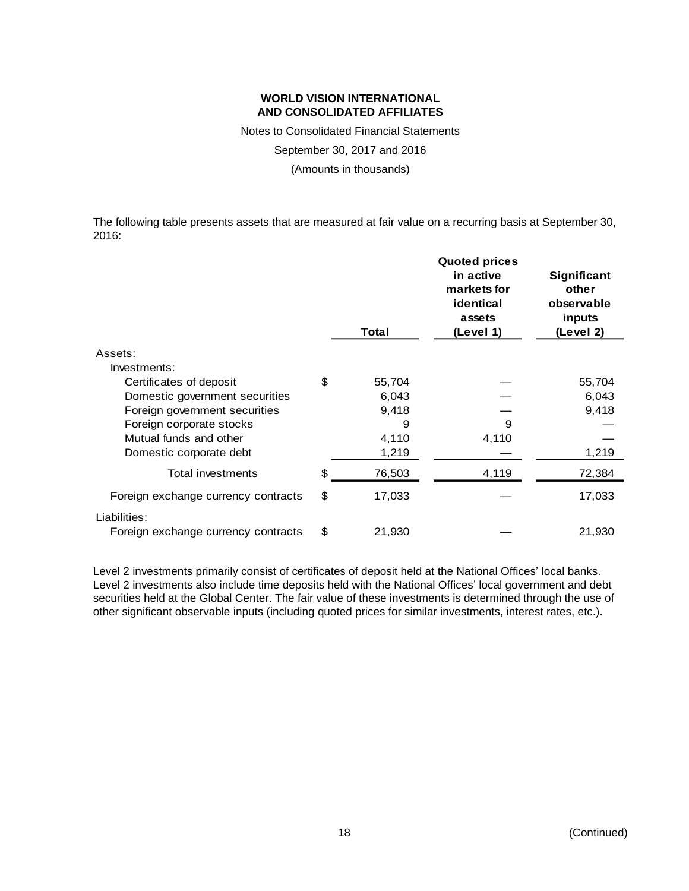**WORLD VISION INTERNATIONAL AND CONSOLIDATED AFFILIATES**

Notes to Consolidated Financial Statements

September 30, 2017 and 2016

(Amounts in thousands)

The following table presents assets that are measured at fair value on a recurring basis at September 30, 2016:

| | Total | Quoted prices in active markets for identical assets (Level 1) | Significant other observable inputs (Level 2) |
|---|---|---|---|
| Assets: | | | |
| Investments: | | | |
| Certificates of deposit | $ 55,704 | — | 55,704 |
| Domestic government securities | 6,043 | — | 6,043 |
| Foreign government securities | 9,418 | — | 9,418 |
| Foreign corporate stocks | 9 | 9 | — |
| Mutual funds and other | 4,110 | 4,110 | — |
| Domestic corporate debt | 1,219 | — | 1,219 |
| Total investments | $ 76,503 | 4,119 | 72,384 |
| Foreign exchange currency contracts | $ 17,033 | — | 17,033 |
| Liabilities: | | | |
| Foreign exchange currency contracts | $ 21,930 | — | 21,930 |

Level 2 investments primarily consist of certificates of deposit held at the National Offices' local banks. Level 2 investments also include time deposits held with the National Offices' local government and debt securities held at the Global Center. The fair value of these investments is determined through the use of other significant observable inputs (including quoted prices for similar investments, interest rates, etc.).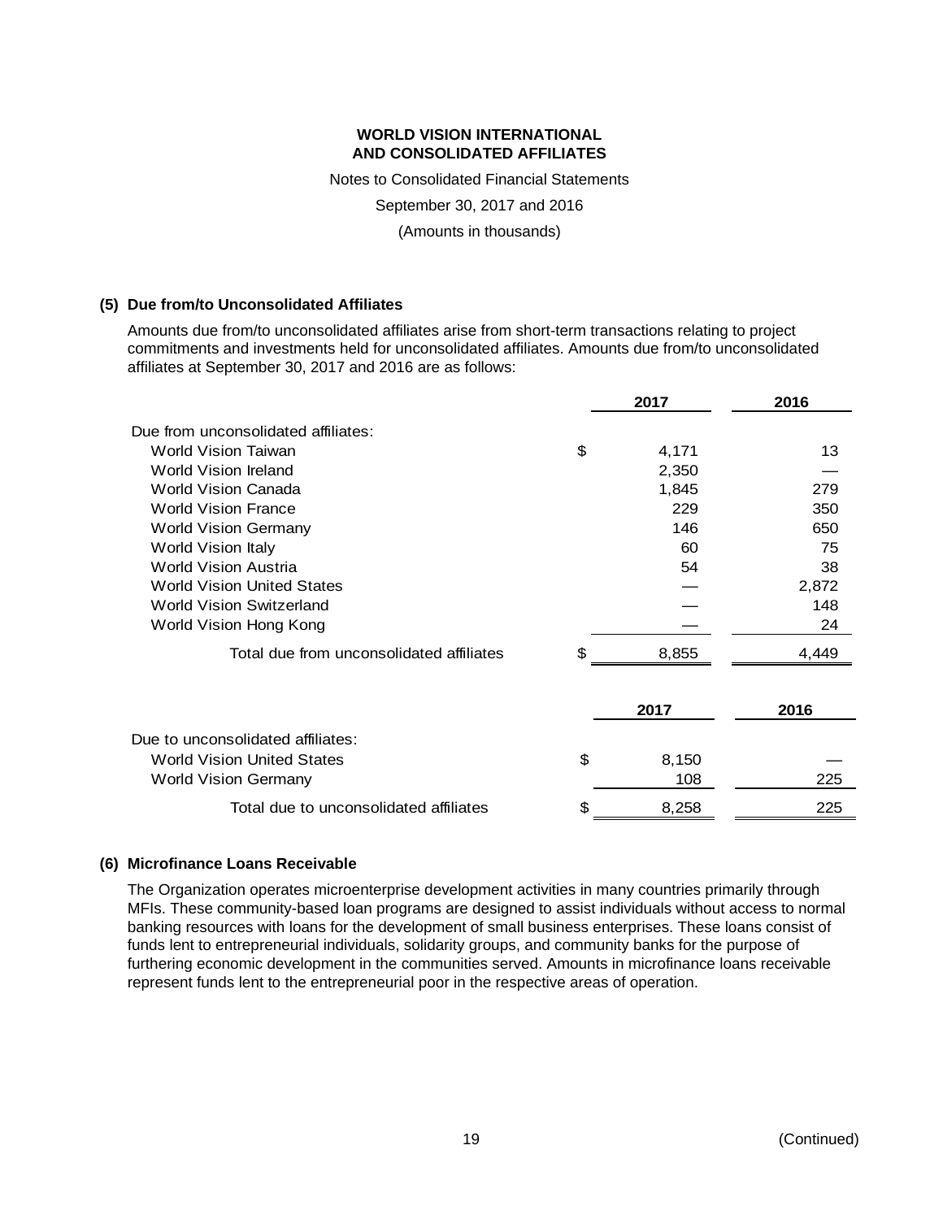**WORLD VISION INTERNATIONAL**
**AND CONSOLIDATED AFFILIATES**

Notes to Consolidated Financial Statements

September 30, 2017 and 2016

(Amounts in thousands)

## (5) Due from/to Unconsolidated Affiliates

Amounts due from/to unconsolidated affiliates arise from short-term transactions relating to project commitments and investments held for unconsolidated affiliates. Amounts due from/to unconsolidated affiliates at September 30, 2017 and 2016 are as follows:

| | 2017 | 2016 |
|---|---|---|
| Due from unconsolidated affiliates: | | |
| World Vision Taiwan | $ 4,171 | 13 |
| World Vision Ireland | 2,350 | — |
| World Vision Canada | 1,845 | 279 |
| World Vision France | 229 | 350 |
| World Vision Germany | 146 | 650 |
| World Vision Italy | 60 | 75 |
| World Vision Austria | 54 | 38 |
| World Vision United States | — | 2,872 |
| World Vision Switzerland | — | 148 |
| World Vision Hong Kong | — | 24 |
| Total due from unconsolidated affiliates | $ 8,855 | 4,449 |

| | 2017 | 2016 |
|---|---|---|
| Due to unconsolidated affiliates: | | |
| World Vision United States | $ 8,150 | — |
| World Vision Germany | 108 | 225 |
| Total due to unconsolidated affiliates | $ 8,258 | 225 |

## (6) Microfinance Loans Receivable

The Organization operates microenterprise development activities in many countries primarily through MFIs. These community-based loan programs are designed to assist individuals without access to normal banking resources with loans for the development of small business enterprises. These loans consist of funds lent to entrepreneurial individuals, solidarity groups, and community banks for the purpose of furthering economic development in the communities served. Amounts in microfinance loans receivable represent funds lent to the entrepreneurial poor in the respective areas of operation.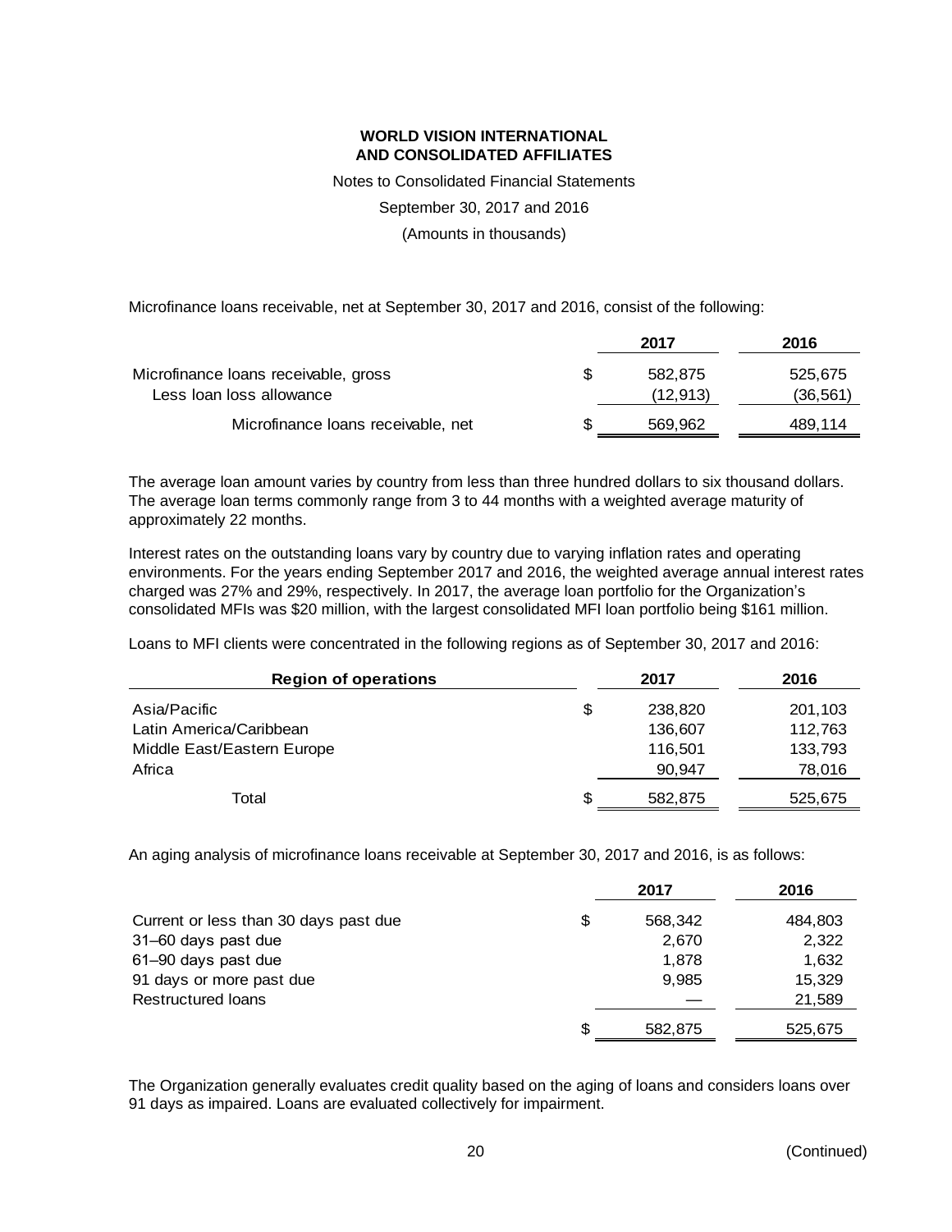Microfinance loans receivable, net at September 30, 2017 and 2016, consist of the following:

| | | 2017 | 2016 |
|---|---|---|---|
| Microfinance loans receivable, gross | $ | 582,875 | 525,675 |
| Less loan loss allowance | | (12,913) | (36,561) |
| Microfinance loans receivable, net | $ | 569,962 | 489,114 |

The average loan amount varies by country from less than three hundred dollars to six thousand dollars. The average loan terms commonly range from 3 to 44 months with a weighted average maturity of approximately 22 months.

Interest rates on the outstanding loans vary by country due to varying inflation rates and operating environments. For the years ending September 2017 and 2016, the weighted average annual interest rates charged was 27% and 29%, respectively. In 2017, the average loan portfolio for the Organization's consolidated MFIs was $20 million, with the largest consolidated MFI loan portfolio being $161 million.

Loans to MFI clients were concentrated in the following regions as of September 30, 2017 and 2016:

| Region of operations | | 2017 | 2016 |
|---|---|---|---|
| Asia/Pacific | $ | 238,820 | 201,103 |
| Latin America/Caribbean | | 136,607 | 112,763 |
| Middle East/Eastern Europe | | 116,501 | 133,793 |
| Africa | | 90,947 | 78,016 |
| Total | $ | 582,875 | 525,675 |

An aging analysis of microfinance loans receivable at September 30, 2017 and 2016, is as follows:

| | | 2017 | 2016 |
|---|---|---|---|
| Current or less than 30 days past due | $ | 568,342 | 484,803 |
| 31–60 days past due | | 2,670 | 2,322 |
| 61–90 days past due | | 1,878 | 1,632 |
| 91 days or more past due | | 9,985 | 15,329 |
| Restructured loans | | — | 21,589 |
| | $ | 582,875 | 525,675 |

The Organization generally evaluates credit quality based on the aging of loans and considers loans over 91 days as impaired. Loans are evaluated collectively for impairment.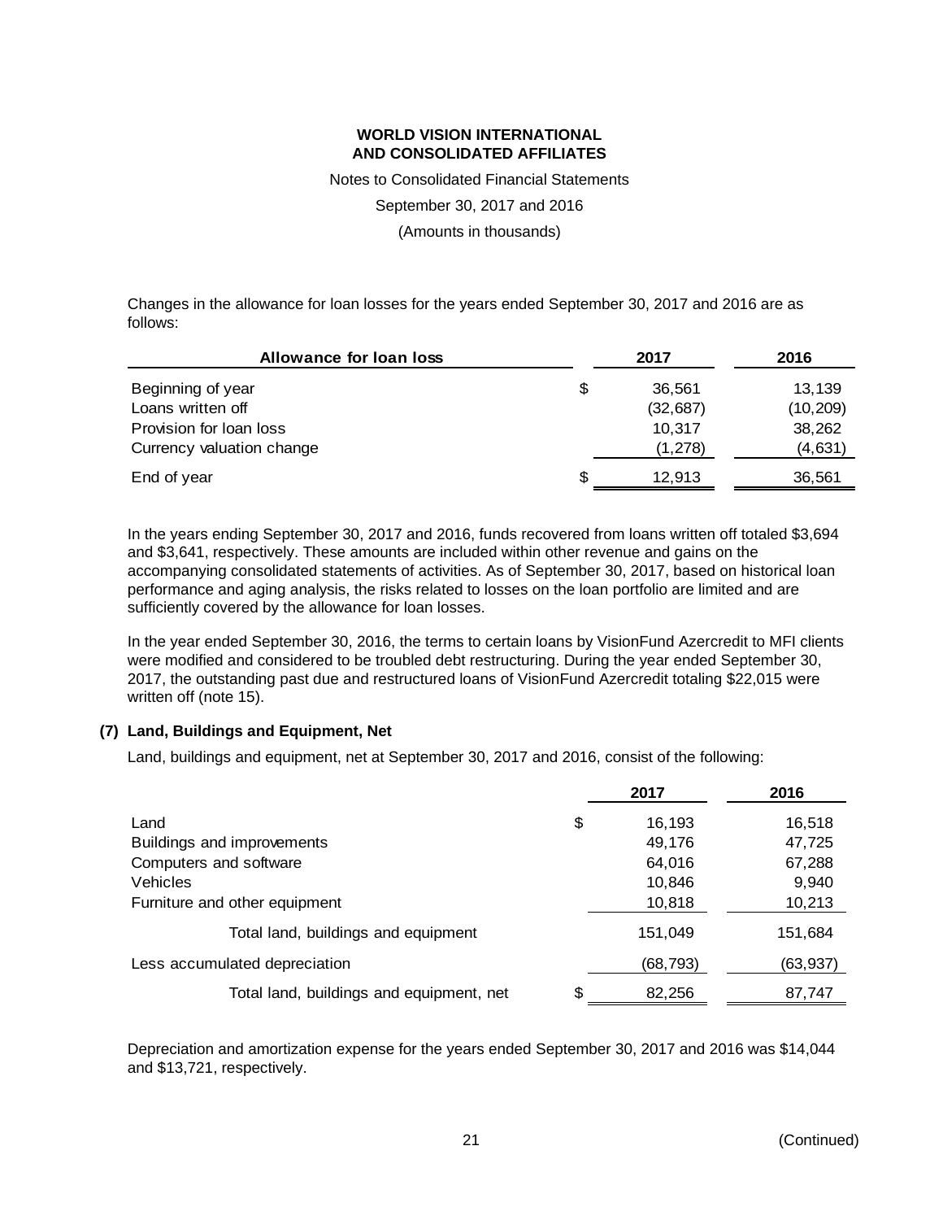Changes in the allowance for loan losses for the years ended September 30, 2017 and 2016 are as follows:

| Allowance for loan loss | | 2017 | 2016 |
|---|---|---|---|
| Beginning of year | $ | 36,561 | 13,139 |
| Loans written off | | (32,687) | (10,209) |
| Provision for loan loss | | 10,317 | 38,262 |
| Currency valuation change | | (1,278) | (4,631) |
| End of year | $ | 12,913 | 36,561 |

In the years ending September 30, 2017 and 2016, funds recovered from loans written off totaled $3,694 and $3,641, respectively. These amounts are included within other revenue and gains on the accompanying consolidated statements of activities. As of September 30, 2017, based on historical loan performance and aging analysis, the risks related to losses on the loan portfolio are limited and are sufficiently covered by the allowance for loan losses.

In the year ended September 30, 2016, the terms to certain loans by VisionFund Azercredit to MFI clients were modified and considered to be troubled debt restructuring. During the year ended September 30, 2017, the outstanding past due and restructured loans of VisionFund Azercredit totaling $22,015 were written off (note 15).

## (7) Land, Buildings and Equipment, Net

Land, buildings and equipment, net at September 30, 2017 and 2016, consist of the following:

| | | 2017 | 2016 |
|---|---|---|---|
| Land | $ | 16,193 | 16,518 |
| Buildings and improvements | | 49,176 | 47,725 |
| Computers and software | | 64,016 | 67,288 |
| Vehicles | | 10,846 | 9,940 |
| Furniture and other equipment | | 10,818 | 10,213 |
| Total land, buildings and equipment | | 151,049 | 151,684 |
| Less accumulated depreciation | | (68,793) | (63,937) |
| Total land, buildings and equipment, net | $ | 82,256 | 87,747 |

Depreciation and amortization expense for the years ended September 30, 2017 and 2016 was $14,044 and $13,721, respectively.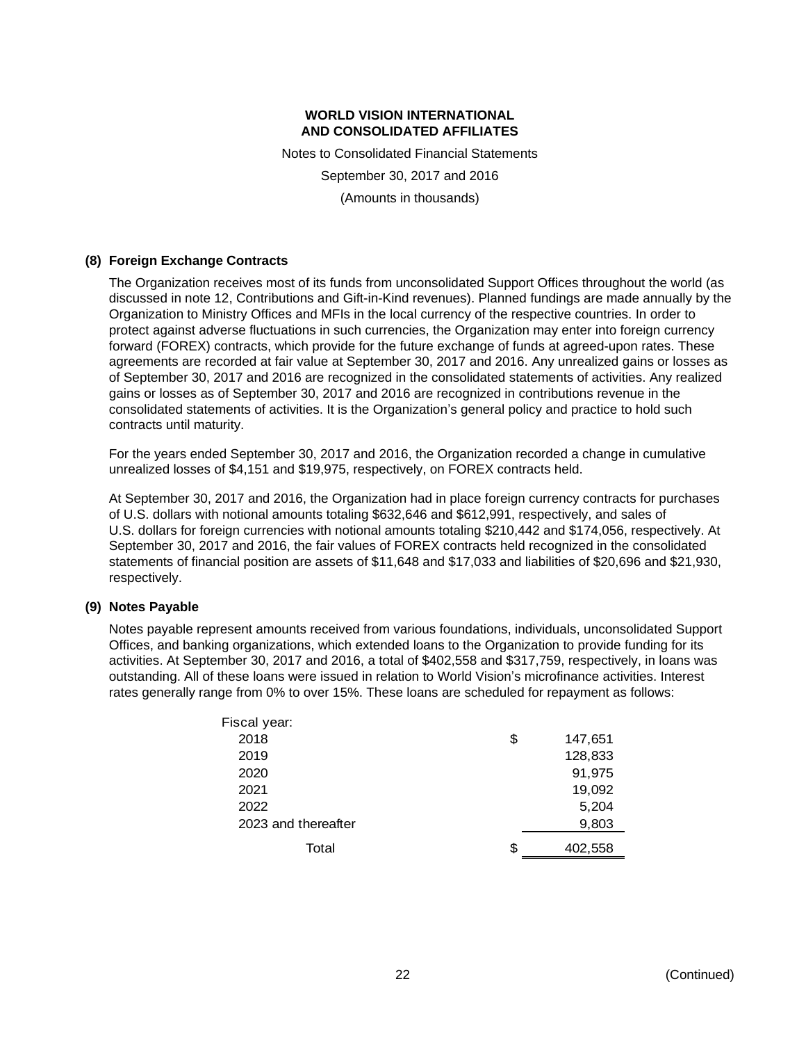**WORLD VISION INTERNATIONAL**
**AND CONSOLIDATED AFFILIATES**

Notes to Consolidated Financial Statements

September 30, 2017 and 2016

(Amounts in thousands)

### (8) Foreign Exchange Contracts

The Organization receives most of its funds from unconsolidated Support Offices throughout the world (as discussed in note 12, Contributions and Gift-in-Kind revenues). Planned fundings are made annually by the Organization to Ministry Offices and MFIs in the local currency of the respective countries. In order to protect against adverse fluctuations in such currencies, the Organization may enter into foreign currency forward (FOREX) contracts, which provide for the future exchange of funds at agreed-upon rates. These agreements are recorded at fair value at September 30, 2017 and 2016. Any unrealized gains or losses as of September 30, 2017 and 2016 are recognized in the consolidated statements of activities. Any realized gains or losses as of September 30, 2017 and 2016 are recognized in contributions revenue in the consolidated statements of activities. It is the Organization's general policy and practice to hold such contracts until maturity.

For the years ended September 30, 2017 and 2016, the Organization recorded a change in cumulative unrealized losses of $4,151 and $19,975, respectively, on FOREX contracts held.

At September 30, 2017 and 2016, the Organization had in place foreign currency contracts for purchases of U.S. dollars with notional amounts totaling $632,646 and $612,991, respectively, and sales of U.S. dollars for foreign currencies with notional amounts totaling $210,442 and $174,056, respectively. At September 30, 2017 and 2016, the fair values of FOREX contracts held recognized in the consolidated statements of financial position are assets of $11,648 and $17,033 and liabilities of $20,696 and $21,930, respectively.

### (9) Notes Payable

Notes payable represent amounts received from various foundations, individuals, unconsolidated Support Offices, and banking organizations, which extended loans to the Organization to provide funding for its activities. At September 30, 2017 and 2016, a total of $402,558 and $317,759, respectively, in loans was outstanding. All of these loans were issued in relation to World Vision's microfinance activities. Interest rates generally range from 0% to over 15%. These loans are scheduled for repayment as follows:

| Fiscal year: | |
|---|---|
| 2018 | $ 147,651 |
| 2019 | 128,833 |
| 2020 | 91,975 |
| 2021 | 19,092 |
| 2022 | 5,204 |
| 2023 and thereafter | 9,803 |
| Total | $ 402,558 |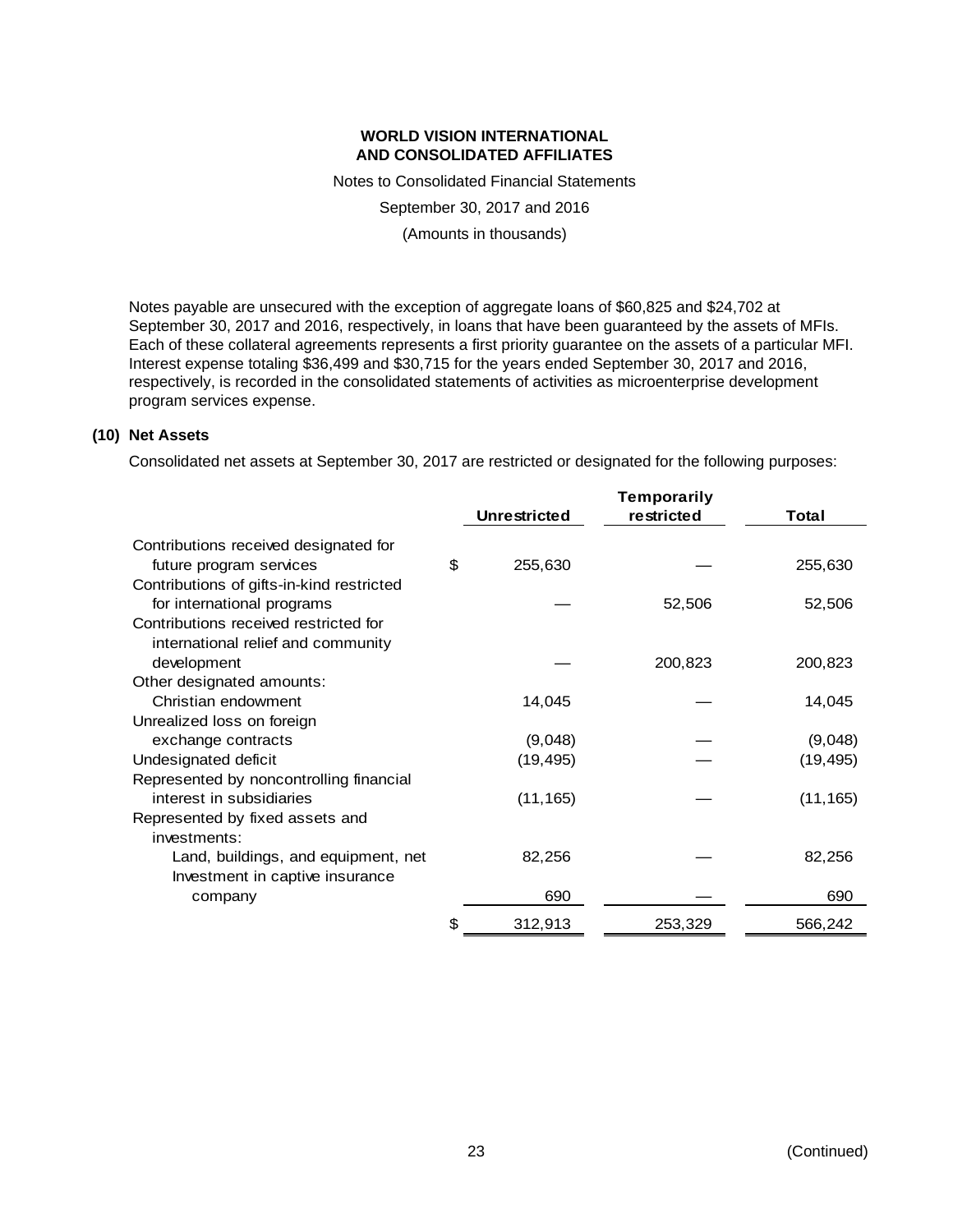Notes payable are unsecured with the exception of aggregate loans of $60,825 and $24,702 at September 30, 2017 and 2016, respectively, in loans that have been guaranteed by the assets of MFIs. Each of these collateral agreements represents a first priority guarantee on the assets of a particular MFI. Interest expense totaling $36,499 and $30,715 for the years ended September 30, 2017 and 2016, respectively, is recorded in the consolidated statements of activities as microenterprise development program services expense.

## (10) Net Assets

Consolidated net assets at September 30, 2017 are restricted or designated for the following purposes:

| | Unrestricted | Temporarily restricted | Total |
|---|---|---|---|
| Contributions received designated for future program services | $ 255,630 | — | 255,630 |
| Contributions of gifts-in-kind restricted for international programs | — | 52,506 | 52,506 |
| Contributions received restricted for international relief and community development | — | 200,823 | 200,823 |
| Other designated amounts: | | | |
| Christian endowment | 14,045 | — | 14,045 |
| Unrealized loss on foreign exchange contracts | (9,048) | — | (9,048) |
| Undesignated deficit | (19,495) | — | (19,495) |
| Represented by noncontrolling financial interest in subsidiaries | (11,165) | — | (11,165) |
| Represented by fixed assets and investments: | | | |
| Land, buildings, and equipment, net | 82,256 | — | 82,256 |
| Investment in captive insurance company | 690 | — | 690 |
| | $ 312,913 | 253,329 | 566,242 |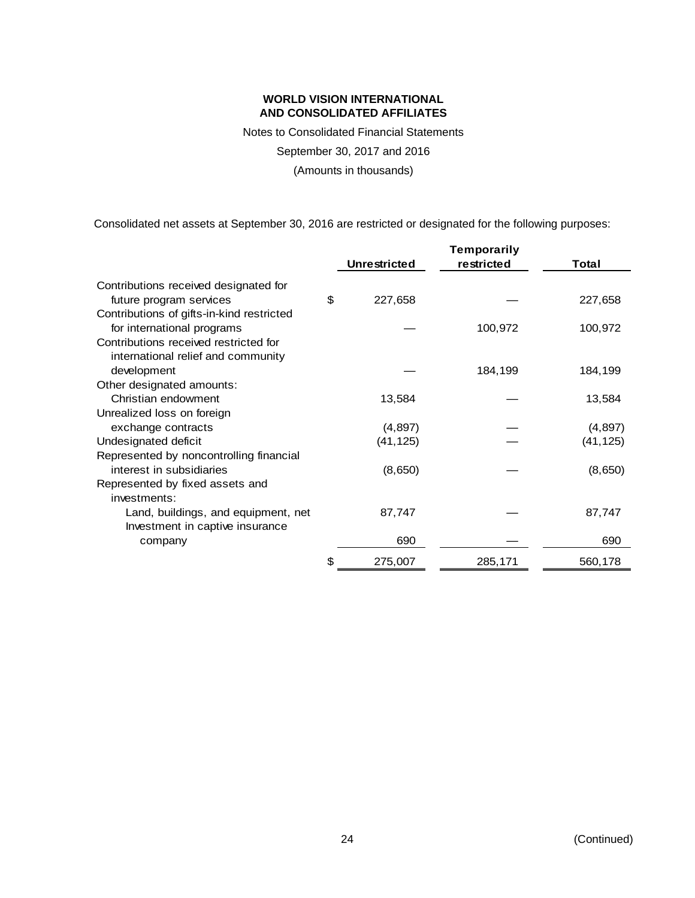**WORLD VISION INTERNATIONAL**
**AND CONSOLIDATED AFFILIATES**

Notes to Consolidated Financial Statements

September 30, 2017 and 2016

(Amounts in thousands)

Consolidated net assets at September 30, 2016 are restricted or designated for the following purposes:

| | Unrestricted | Temporarily restricted | Total |
|---|---|---|---|
| Contributions received designated for future program services | $ 227,658 | — | 227,658 |
| Contributions of gifts-in-kind restricted for international programs | — | 100,972 | 100,972 |
| Contributions received restricted for international relief and community development | — | 184,199 | 184,199 |
| Other designated amounts: | | | |
| Christian endowment | 13,584 | — | 13,584 |
| Unrealized loss on foreign exchange contracts | (4,897) | — | (4,897) |
| Undesignated deficit | (41,125) | — | (41,125) |
| Represented by noncontrolling financial interest in subsidiaries | (8,650) | — | (8,650) |
| Represented by fixed assets and investments: | | | |
| Land, buildings, and equipment, net | 87,747 | — | 87,747 |
| Investment in captive insurance company | 690 | — | 690 |
| | $ 275,007 | 285,171 | 560,178 |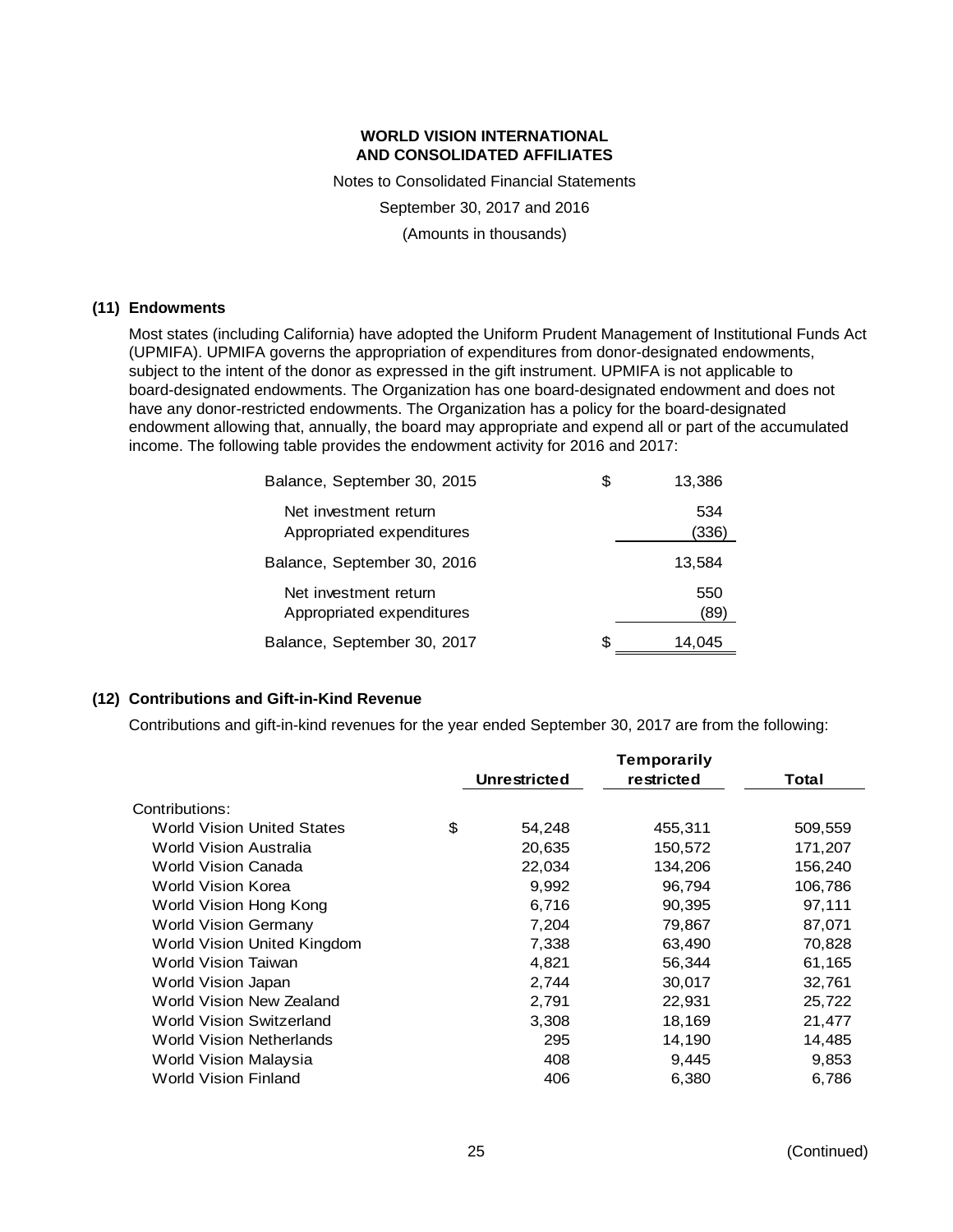**WORLD VISION INTERNATIONAL**
**AND CONSOLIDATED AFFILIATES**

Notes to Consolidated Financial Statements

September 30, 2017 and 2016

(Amounts in thousands)

### (11) Endowments

Most states (including California) have adopted the Uniform Prudent Management of Institutional Funds Act (UPMIFA). UPMIFA governs the appropriation of expenditures from donor-designated endowments, subject to the intent of the donor as expressed in the gift instrument. UPMIFA is not applicable to board-designated endowments. The Organization has one board-designated endowment and does not have any donor-restricted endowments. The Organization has a policy for the board-designated endowment allowing that, annually, the board may appropriate and expend all or part of the accumulated income. The following table provides the endowment activity for 2016 and 2017:

| | |
|---|---|
| Balance, September 30, 2015 | $ 13,386 |
| Net investment return | 534 |
| Appropriated expenditures | (336) |
| Balance, September 30, 2016 | 13,584 |
| Net investment return | 550 |
| Appropriated expenditures | (89) |
| Balance, September 30, 2017 | $ 14,045 |

### (12) Contributions and Gift-in-Kind Revenue

Contributions and gift-in-kind revenues for the year ended September 30, 2017 are from the following:

| | Unrestricted | Temporarily restricted | Total |
|---|---|---|---|
| Contributions: | | | |
| World Vision United States | $ 54,248 | 455,311 | 509,559 |
| World Vision Australia | 20,635 | 150,572 | 171,207 |
| World Vision Canada | 22,034 | 134,206 | 156,240 |
| World Vision Korea | 9,992 | 96,794 | 106,786 |
| World Vision Hong Kong | 6,716 | 90,395 | 97,111 |
| World Vision Germany | 7,204 | 79,867 | 87,071 |
| World Vision United Kingdom | 7,338 | 63,490 | 70,828 |
| World Vision Taiwan | 4,821 | 56,344 | 61,165 |
| World Vision Japan | 2,744 | 30,017 | 32,761 |
| World Vision New Zealand | 2,791 | 22,931 | 25,722 |
| World Vision Switzerland | 3,308 | 18,169 | 21,477 |
| World Vision Netherlands | 295 | 14,190 | 14,485 |
| World Vision Malaysia | 408 | 9,445 | 9,853 |
| World Vision Finland | 406 | 6,380 | 6,786 |

(Continued)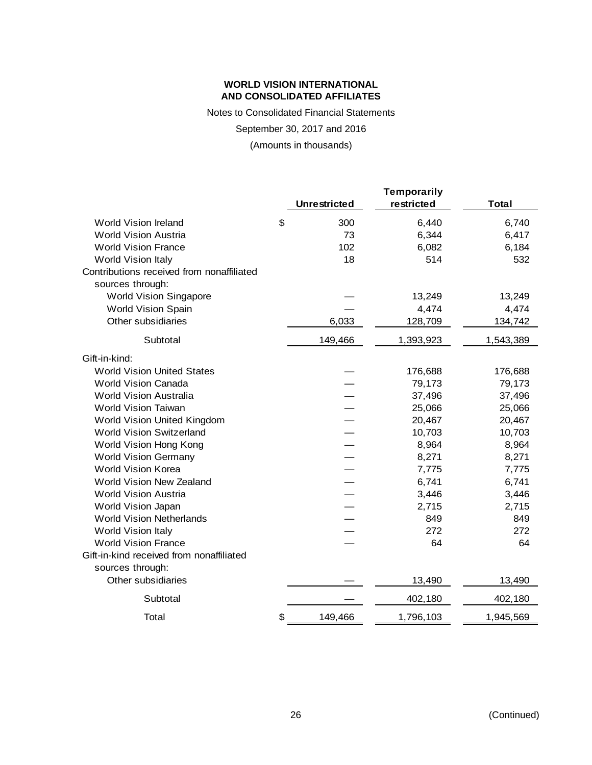**WORLD VISION INTERNATIONAL**
**AND CONSOLIDATED AFFILIATES**

Notes to Consolidated Financial Statements

September 30, 2017 and 2016

(Amounts in thousands)

| | Unrestricted | Temporarily restricted | Total |
|---|---|---|---|
| World Vision Ireland | $ 300 | 6,440 | 6,740 |
| World Vision Austria | 73 | 6,344 | 6,417 |
| World Vision France | 102 | 6,082 | 6,184 |
| World Vision Italy | 18 | 514 | 532 |
| Contributions received from nonaffiliated sources through: | | | |
| World Vision Singapore | — | 13,249 | 13,249 |
| World Vision Spain | — | 4,474 | 4,474 |
| Other subsidiaries | 6,033 | 128,709 | 134,742 |
| Subtotal | 149,466 | 1,393,923 | 1,543,389 |
| Gift-in-kind: | | | |
| World Vision United States | — | 176,688 | 176,688 |
| World Vision Canada | — | 79,173 | 79,173 |
| World Vision Australia | — | 37,496 | 37,496 |
| World Vision Taiwan | — | 25,066 | 25,066 |
| World Vision United Kingdom | — | 20,467 | 20,467 |
| World Vision Switzerland | — | 10,703 | 10,703 |
| World Vision Hong Kong | — | 8,964 | 8,964 |
| World Vision Germany | — | 8,271 | 8,271 |
| World Vision Korea | — | 7,775 | 7,775 |
| World Vision New Zealand | — | 6,741 | 6,741 |
| World Vision Austria | — | 3,446 | 3,446 |
| World Vision Japan | — | 2,715 | 2,715 |
| World Vision Netherlands | — | 849 | 849 |
| World Vision Italy | — | 272 | 272 |
| World Vision France | — | 64 | 64 |
| Gift-in-kind received from nonaffiliated sources through: | | | |
| Other subsidiaries | — | 13,490 | 13,490 |
| Subtotal | — | 402,180 | 402,180 |
| Total | $ 149,466 | 1,796,103 | 1,945,569 |

(Continued)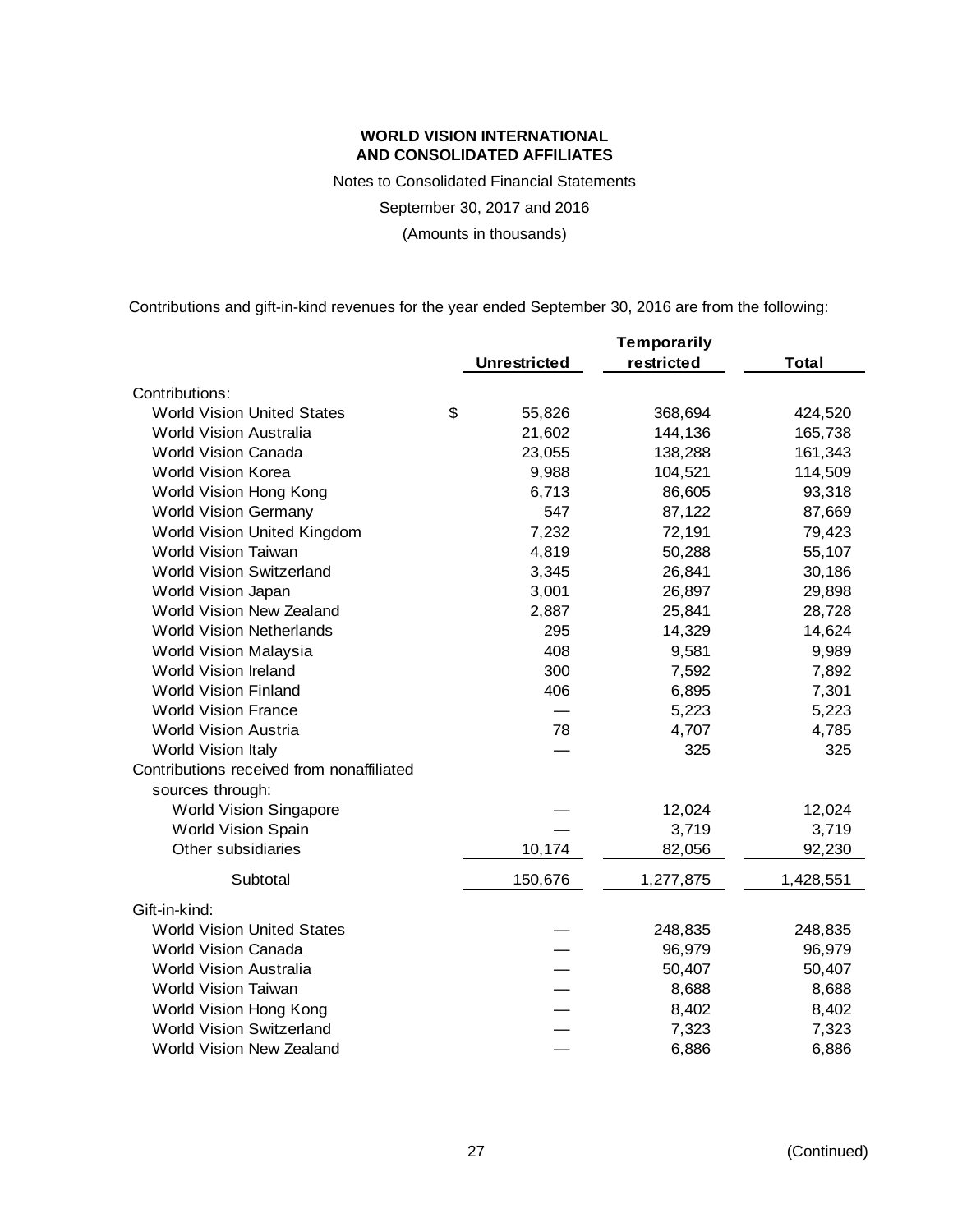**WORLD VISION INTERNATIONAL AND CONSOLIDATED AFFILIATES**

Notes to Consolidated Financial Statements

September 30, 2017 and 2016

(Amounts in thousands)

Contributions and gift-in-kind revenues for the year ended September 30, 2016 are from the following:

| | Unrestricted | Temporarily restricted | Total |
|---|---|---|---|
| Contributions: | | | |
| World Vision United States | $ 55,826 | 368,694 | 424,520 |
| World Vision Australia | 21,602 | 144,136 | 165,738 |
| World Vision Canada | 23,055 | 138,288 | 161,343 |
| World Vision Korea | 9,988 | 104,521 | 114,509 |
| World Vision Hong Kong | 6,713 | 86,605 | 93,318 |
| World Vision Germany | 547 | 87,122 | 87,669 |
| World Vision United Kingdom | 7,232 | 72,191 | 79,423 |
| World Vision Taiwan | 4,819 | 50,288 | 55,107 |
| World Vision Switzerland | 3,345 | 26,841 | 30,186 |
| World Vision Japan | 3,001 | 26,897 | 29,898 |
| World Vision New Zealand | 2,887 | 25,841 | 28,728 |
| World Vision Netherlands | 295 | 14,329 | 14,624 |
| World Vision Malaysia | 408 | 9,581 | 9,989 |
| World Vision Ireland | 300 | 7,592 | 7,892 |
| World Vision Finland | 406 | 6,895 | 7,301 |
| World Vision France | — | 5,223 | 5,223 |
| World Vision Austria | 78 | 4,707 | 4,785 |
| World Vision Italy | — | 325 | 325 |
| Contributions received from nonaffiliated sources through: | | | |
| World Vision Singapore | — | 12,024 | 12,024 |
| World Vision Spain | — | 3,719 | 3,719 |
| Other subsidiaries | 10,174 | 82,056 | 92,230 |
| Subtotal | 150,676 | 1,277,875 | 1,428,551 |
| Gift-in-kind: | | | |
| World Vision United States | — | 248,835 | 248,835 |
| World Vision Canada | — | 96,979 | 96,979 |
| World Vision Australia | — | 50,407 | 50,407 |
| World Vision Taiwan | — | 8,688 | 8,688 |
| World Vision Hong Kong | — | 8,402 | 8,402 |
| World Vision Switzerland | — | 7,323 | 7,323 |
| World Vision New Zealand | — | 6,886 | 6,886 |

(Continued)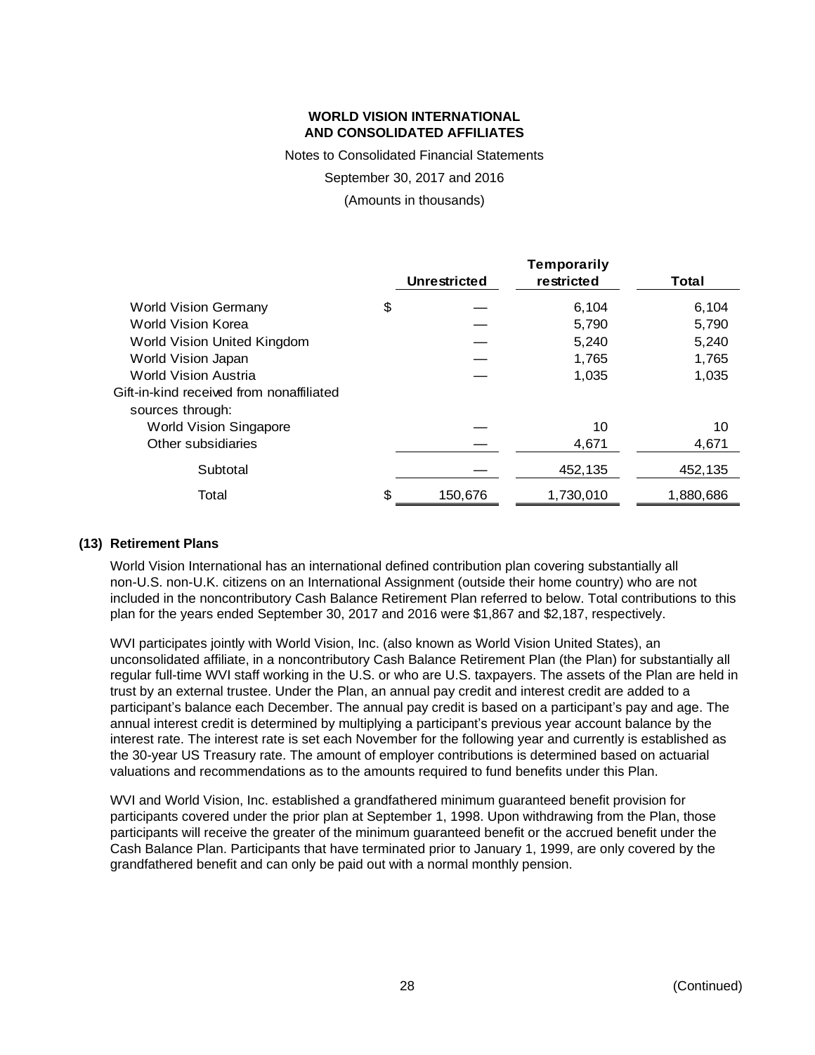**WORLD VISION INTERNATIONAL**
**AND CONSOLIDATED AFFILIATES**

Notes to Consolidated Financial Statements

September 30, 2017 and 2016

(Amounts in thousands)

| | Unrestricted | Temporarily restricted | Total |
|---|---|---|---|
| World Vision Germany | $ — | 6,104 | 6,104 |
| World Vision Korea | — | 5,790 | 5,790 |
| World Vision United Kingdom | — | 5,240 | 5,240 |
| World Vision Japan | — | 1,765 | 1,765 |
| World Vision Austria | — | 1,035 | 1,035 |
| Gift-in-kind received from nonaffiliated sources through: | | | |
| World Vision Singapore | — | 10 | 10 |
| Other subsidiaries | — | 4,671 | 4,671 |
| Subtotal | — | 452,135 | 452,135 |
| Total | $ 150,676 | 1,730,010 | 1,880,686 |

## (13) Retirement Plans

World Vision International has an international defined contribution plan covering substantially all non-U.S. non-U.K. citizens on an International Assignment (outside their home country) who are not included in the noncontributory Cash Balance Retirement Plan referred to below. Total contributions to this plan for the years ended September 30, 2017 and 2016 were $1,867 and $2,187, respectively.

WVI participates jointly with World Vision, Inc. (also known as World Vision United States), an unconsolidated affiliate, in a noncontributory Cash Balance Retirement Plan (the Plan) for substantially all regular full-time WVI staff working in the U.S. or who are U.S. taxpayers. The assets of the Plan are held in trust by an external trustee. Under the Plan, an annual pay credit and interest credit are added to a participant's balance each December. The annual pay credit is based on a participant's pay and age. The annual interest credit is determined by multiplying a participant's previous year account balance by the interest rate. The interest rate is set each November for the following year and currently is established as the 30-year US Treasury rate. The amount of employer contributions is determined based on actuarial valuations and recommendations as to the amounts required to fund benefits under this Plan.

WVI and World Vision, Inc. established a grandfathered minimum guaranteed benefit provision for participants covered under the prior plan at September 1, 1998. Upon withdrawing from the Plan, those participants will receive the greater of the minimum guaranteed benefit or the accrued benefit under the Cash Balance Plan. Participants that have terminated prior to January 1, 1999, are only covered by the grandfathered benefit and can only be paid out with a normal monthly pension.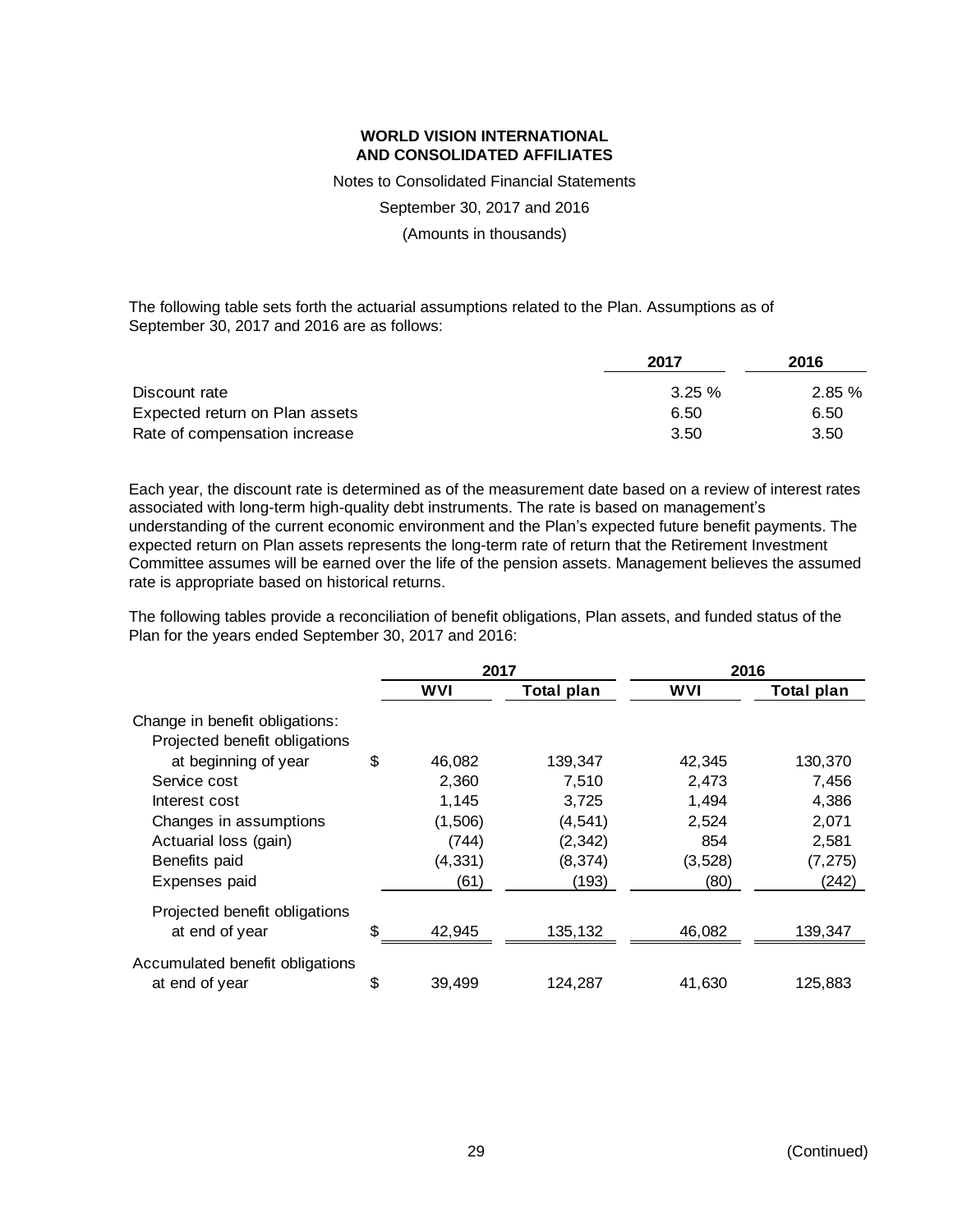**WORLD VISION INTERNATIONAL**
**AND CONSOLIDATED AFFILIATES**

Notes to Consolidated Financial Statements

September 30, 2017 and 2016

(Amounts in thousands)

The following table sets forth the actuarial assumptions related to the Plan. Assumptions as of September 30, 2017 and 2016 are as follows:

| | 2017 | 2016 |
|---|---|---|
| Discount rate | 3.25 % | 2.85 % |
| Expected return on Plan assets | 6.50 | 6.50 |
| Rate of compensation increase | 3.50 | 3.50 |

Each year, the discount rate is determined as of the measurement date based on a review of interest rates associated with long-term high-quality debt instruments. The rate is based on management's understanding of the current economic environment and the Plan's expected future benefit payments. The expected return on Plan assets represents the long-term rate of return that the Retirement Investment Committee assumes will be earned over the life of the pension assets. Management believes the assumed rate is appropriate based on historical returns.

The following tables provide a reconciliation of benefit obligations, Plan assets, and funded status of the Plan for the years ended September 30, 2017 and 2016:

| | 2017 | | 2016 | |
|---|---|---|---|---|
| | WVI | Total plan | WVI | Total plan |
| Change in benefit obligations: | | | | |
| Projected benefit obligations at beginning of year | $ 46,082 | 139,347 | 42,345 | 130,370 |
| Service cost | 2,360 | 7,510 | 2,473 | 7,456 |
| Interest cost | 1,145 | 3,725 | 1,494 | 4,386 |
| Changes in assumptions | (1,506) | (4,541) | 2,524 | 2,071 |
| Actuarial loss (gain) | (744) | (2,342) | 854 | 2,581 |
| Benefits paid | (4,331) | (8,374) | (3,528) | (7,275) |
| Expenses paid | (61) | (193) | (80) | (242) |
| Projected benefit obligations at end of year | $ 42,945 | 135,132 | 46,082 | 139,347 |
| Accumulated benefit obligations at end of year | $ 39,499 | 124,287 | 41,630 | 125,883 |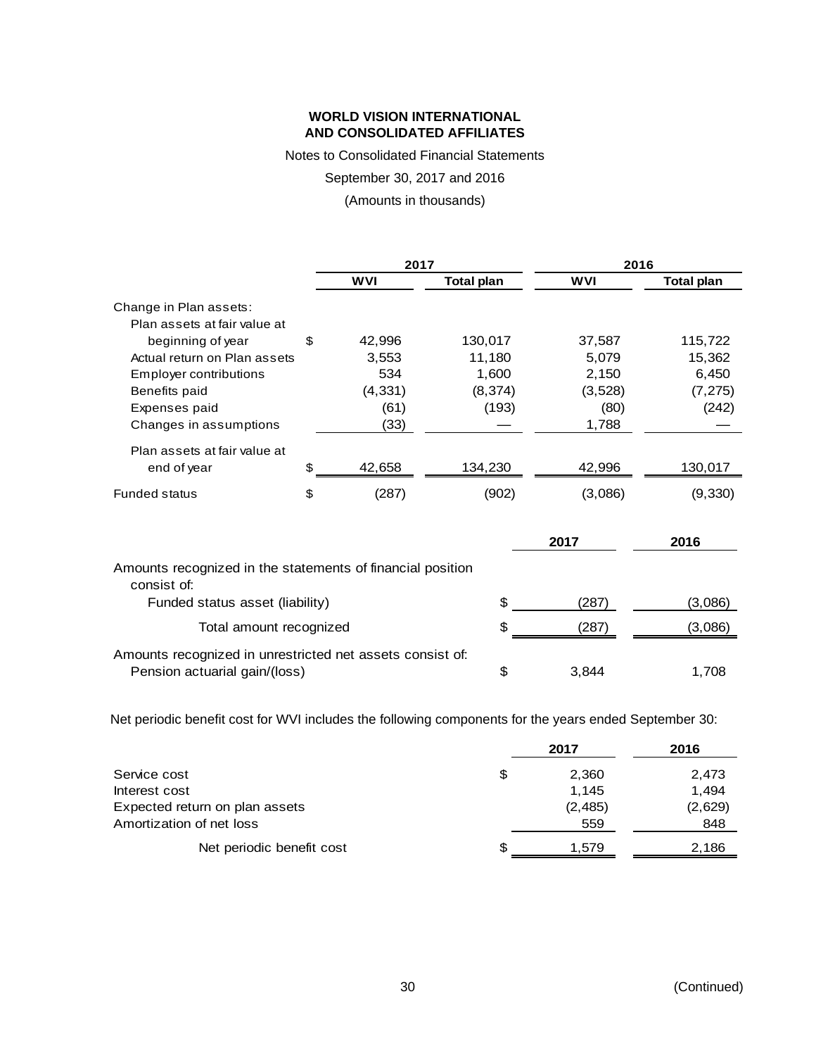**WORLD VISION INTERNATIONAL**
**AND CONSOLIDATED AFFILIATES**

Notes to Consolidated Financial Statements

September 30, 2017 and 2016

(Amounts in thousands)

| | 2017 | | 2016 | |
|---|---|---|---|---|
| | **WVI** | **Total plan** | **WVI** | **Total plan** |
| Change in Plan assets: | | | | |
| Plan assets at fair value at beginning of year | $ 42,996 | 130,017 | 37,587 | 115,722 |
| Actual return on Plan assets | 3,553 | 11,180 | 5,079 | 15,362 |
| Employer contributions | 534 | 1,600 | 2,150 | 6,450 |
| Benefits paid | (4,331) | (8,374) | (3,528) | (7,275) |
| Expenses paid | (61) | (193) | (80) | (242) |
| Changes in assumptions | (33) | — | 1,788 | — |
| Plan assets at fair value at end of year | $ 42,658 | 134,230 | 42,996 | 130,017 |
| Funded status | $ (287) | (902) | (3,086) | (9,330) |

| | 2017 | 2016 |
|---|---|---|
| Amounts recognized in the statements of financial position consist of: | | |
| Funded status asset (liability) | $ (287) | (3,086) |
| Total amount recognized | $ (287) | (3,086) |
| Amounts recognized in unrestricted net assets consist of: | | |
| Pension actuarial gain/(loss) | $ 3,844 | 1,708 |

Net periodic benefit cost for WVI includes the following components for the years ended September 30:

| | 2017 | 2016 |
|---|---|---|
| Service cost | $ 2,360 | 2,473 |
| Interest cost | 1,145 | 1,494 |
| Expected return on plan assets | (2,485) | (2,629) |
| Amortization of net loss | 559 | 848 |
| Net periodic benefit cost | $ 1,579 | 2,186 |

(Continued)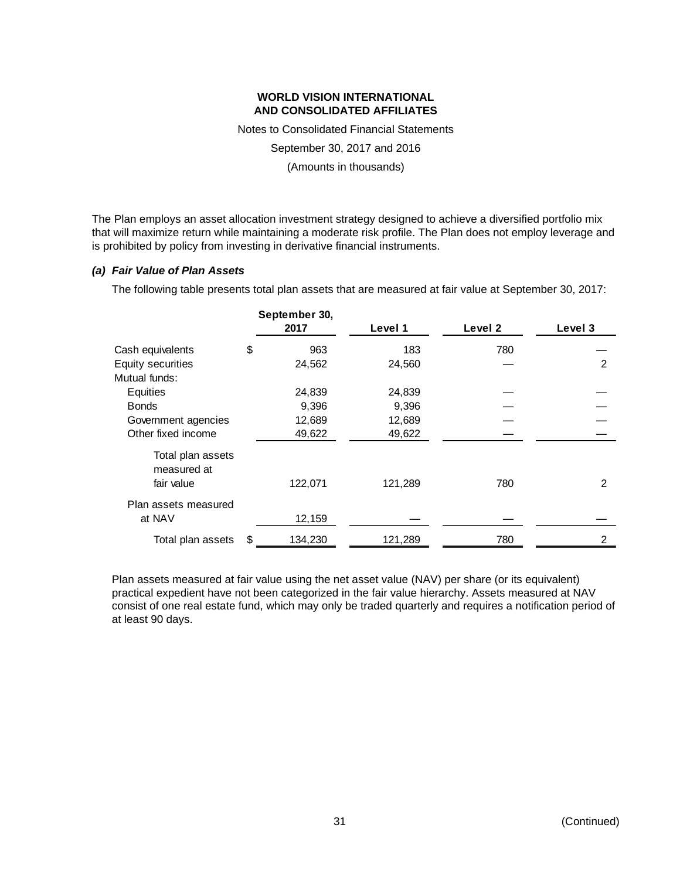**WORLD VISION INTERNATIONAL**
**AND CONSOLIDATED AFFILIATES**

Notes to Consolidated Financial Statements

September 30, 2017 and 2016

(Amounts in thousands)

The Plan employs an asset allocation investment strategy designed to achieve a diversified portfolio mix that will maximize return while maintaining a moderate risk profile. The Plan does not employ leverage and is prohibited by policy from investing in derivative financial instruments.

### *(a) Fair Value of Plan Assets*

The following table presents total plan assets that are measured at fair value at September 30, 2017:

| | September 30, 2017 | Level 1 | Level 2 | Level 3 |
|---|---|---|---|---|
| Cash equivalents | $ 963 | 183 | 780 | — |
| Equity securities | 24,562 | 24,560 | — | 2 |
| Mutual funds: | | | | |
| Equities | 24,839 | 24,839 | — | — |
| Bonds | 9,396 | 9,396 | — | — |
| Government agencies | 12,689 | 12,689 | — | — |
| Other fixed income | 49,622 | 49,622 | — | — |
| Total plan assets measured at fair value | 122,071 | 121,289 | 780 | 2 |
| Plan assets measured at NAV | 12,159 | — | — | — |
| Total plan assets | $ 134,230 | 121,289 | 780 | 2 |

Plan assets measured at fair value using the net asset value (NAV) per share (or its equivalent) practical expedient have not been categorized in the fair value hierarchy. Assets measured at NAV consist of one real estate fund, which may only be traded quarterly and requires a notification period of at least 90 days.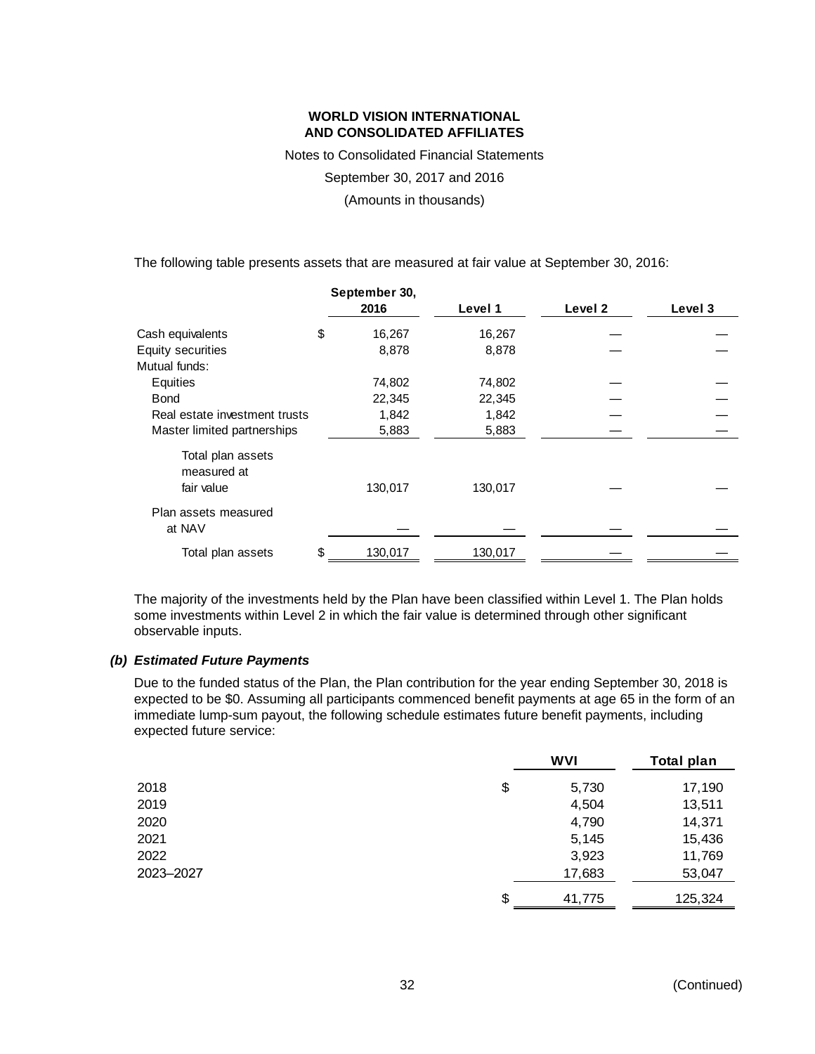The following table presents assets that are measured at fair value at September 30, 2016:

| | September 30, 2016 | Level 1 | Level 2 | Level 3 |
|---|---|---|---|---|
| Cash equivalents | $ 16,267 | 16,267 | — | — |
| Equity securities | 8,878 | 8,878 | — | — |
| Mutual funds: | | | | |
| Equities | 74,802 | 74,802 | — | — |
| Bond | 22,345 | 22,345 | — | — |
| Real estate investment trusts | 1,842 | 1,842 | — | — |
| Master limited partnerships | 5,883 | 5,883 | — | — |
| Total plan assets measured at fair value | 130,017 | 130,017 | — | — |
| Plan assets measured at NAV | — | — | — | — |
| Total plan assets | $ 130,017 | 130,017 | — | — |

The majority of the investments held by the Plan have been classified within Level 1. The Plan holds some investments within Level 2 in which the fair value is determined through other significant observable inputs.

### *(b) Estimated Future Payments*

Due to the funded status of the Plan, the Plan contribution for the year ending September 30, 2018 is expected to be $0. Assuming all participants commenced benefit payments at age 65 in the form of an immediate lump-sum payout, the following schedule estimates future benefit payments, including expected future service:

| | WVI | Total plan |
|---|---|---|
| 2018 | $ 5,730 | 17,190 |
| 2019 | 4,504 | 13,511 |
| 2020 | 4,790 | 14,371 |
| 2021 | 5,145 | 15,436 |
| 2022 | 3,923 | 11,769 |
| 2023–2027 | 17,683 | 53,047 |
| | $ 41,775 | 125,324 |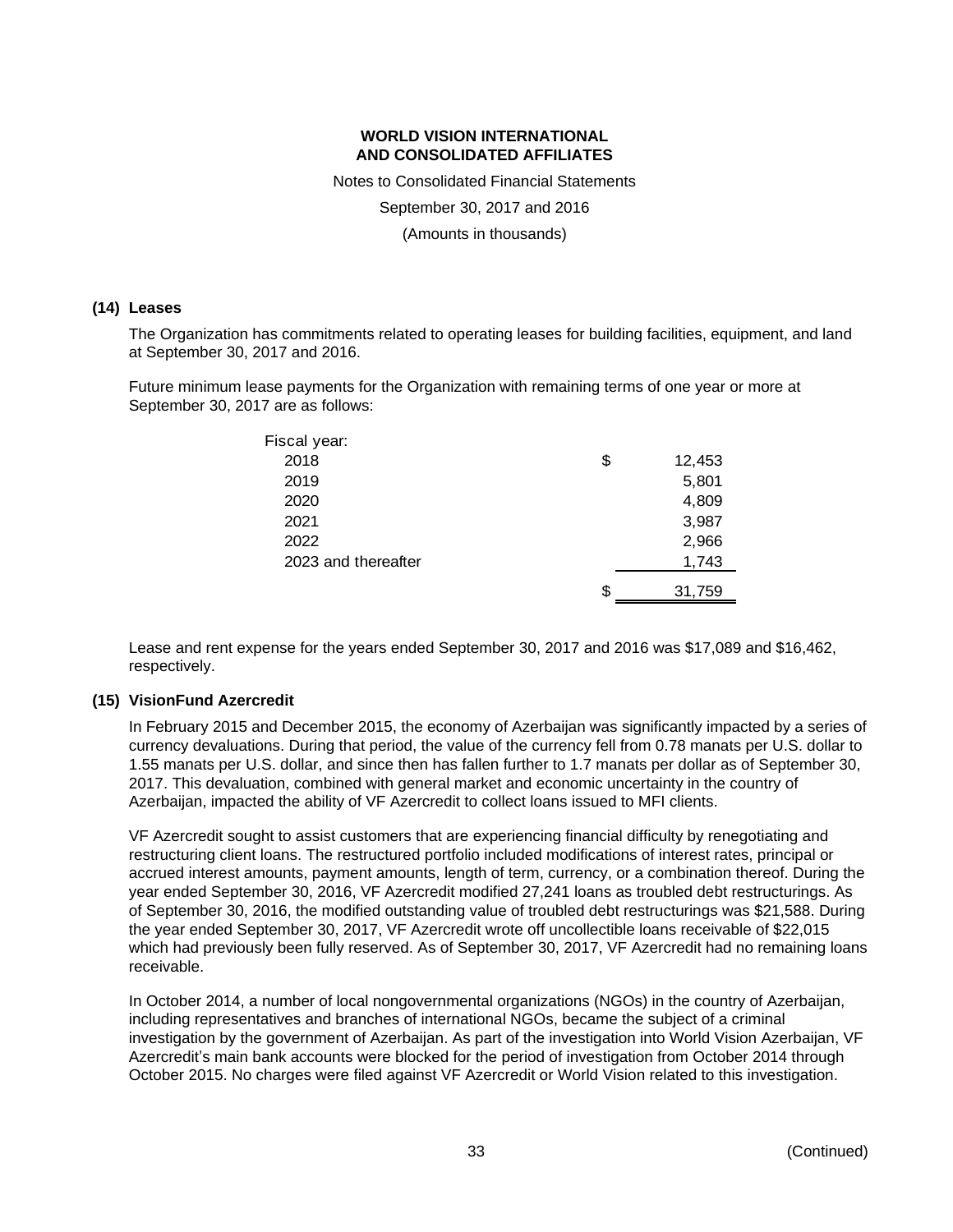**WORLD VISION INTERNATIONAL
AND CONSOLIDATED AFFILIATES**

Notes to Consolidated Financial Statements

September 30, 2017 and 2016

(Amounts in thousands)

## (14) Leases

The Organization has commitments related to operating leases for building facilities, equipment, and land at September 30, 2017 and 2016.

Future minimum lease payments for the Organization with remaining terms of one year or more at September 30, 2017 are as follows:

| Fiscal year: | | |
|---|---|---|
| 2018 | $ | 12,453 |
| 2019 | | 5,801 |
| 2020 | | 4,809 |
| 2021 | | 3,987 |
| 2022 | | 2,966 |
| 2023 and thereafter | | 1,743 |
| | $ | 31,759 |

Lease and rent expense for the years ended September 30, 2017 and 2016 was $17,089 and $16,462, respectively.

## (15) VisionFund Azercredit

In February 2015 and December 2015, the economy of Azerbaijan was significantly impacted by a series of currency devaluations. During that period, the value of the currency fell from 0.78 manats per U.S. dollar to 1.55 manats per U.S. dollar, and since then has fallen further to 1.7 manats per dollar as of September 30, 2017. This devaluation, combined with general market and economic uncertainty in the country of Azerbaijan, impacted the ability of VF Azercredit to collect loans issued to MFI clients.

VF Azercredit sought to assist customers that are experiencing financial difficulty by renegotiating and restructuring client loans. The restructured portfolio included modifications of interest rates, principal or accrued interest amounts, payment amounts, length of term, currency, or a combination thereof. During the year ended September 30, 2016, VF Azercredit modified 27,241 loans as troubled debt restructurings. As of September 30, 2016, the modified outstanding value of troubled debt restructurings was $21,588. During the year ended September 30, 2017, VF Azercredit wrote off uncollectible loans receivable of $22,015 which had previously been fully reserved. As of September 30, 2017, VF Azercredit had no remaining loans receivable.

In October 2014, a number of local nongovernmental organizations (NGOs) in the country of Azerbaijan, including representatives and branches of international NGOs, became the subject of a criminal investigation by the government of Azerbaijan. As part of the investigation into World Vision Azerbaijan, VF Azercredit's main bank accounts were blocked for the period of investigation from October 2014 through October 2015. No charges were filed against VF Azercredit or World Vision related to this investigation.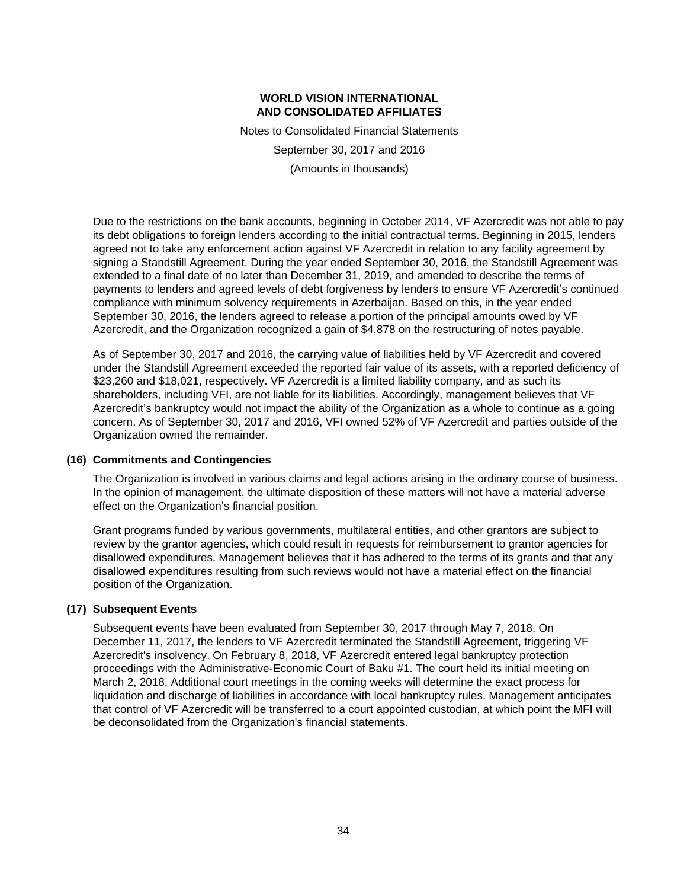Due to the restrictions on the bank accounts, beginning in October 2014, VF Azercredit was not able to pay its debt obligations to foreign lenders according to the initial contractual terms. Beginning in 2015, lenders agreed not to take any enforcement action against VF Azercredit in relation to any facility agreement by signing a Standstill Agreement. During the year ended September 30, 2016, the Standstill Agreement was extended to a final date of no later than December 31, 2019, and amended to describe the terms of payments to lenders and agreed levels of debt forgiveness by lenders to ensure VF Azercredit's continued compliance with minimum solvency requirements in Azerbaijan. Based on this, in the year ended September 30, 2016, the lenders agreed to release a portion of the principal amounts owed by VF Azercredit, and the Organization recognized a gain of $4,878 on the restructuring of notes payable.

As of September 30, 2017 and 2016, the carrying value of liabilities held by VF Azercredit and covered under the Standstill Agreement exceeded the reported fair value of its assets, with a reported deficiency of $23,260 and $18,021, respectively. VF Azercredit is a limited liability company, and as such its shareholders, including VFI, are not liable for its liabilities. Accordingly, management believes that VF Azercredit's bankruptcy would not impact the ability of the Organization as a whole to continue as a going concern. As of September 30, 2017 and 2016, VFI owned 52% of VF Azercredit and parties outside of the Organization owned the remainder.

## (16) Commitments and Contingencies

The Organization is involved in various claims and legal actions arising in the ordinary course of business. In the opinion of management, the ultimate disposition of these matters will not have a material adverse effect on the Organization's financial position.

Grant programs funded by various governments, multilateral entities, and other grantors are subject to review by the grantor agencies, which could result in requests for reimbursement to grantor agencies for disallowed expenditures. Management believes that it has adhered to the terms of its grants and that any disallowed expenditures resulting from such reviews would not have a material effect on the financial position of the Organization.

## (17) Subsequent Events

Subsequent events have been evaluated from September 30, 2017 through May 7, 2018. On December 11, 2017, the lenders to VF Azercredit terminated the Standstill Agreement, triggering VF Azercredit's insolvency. On February 8, 2018, VF Azercredit entered legal bankruptcy protection proceedings with the Administrative-Economic Court of Baku #1. The court held its initial meeting on March 2, 2018. Additional court meetings in the coming weeks will determine the exact process for liquidation and discharge of liabilities in accordance with local bankruptcy rules. Management anticipates that control of VF Azercredit will be transferred to a court appointed custodian, at which point the MFI will be deconsolidated from the Organization's financial statements.